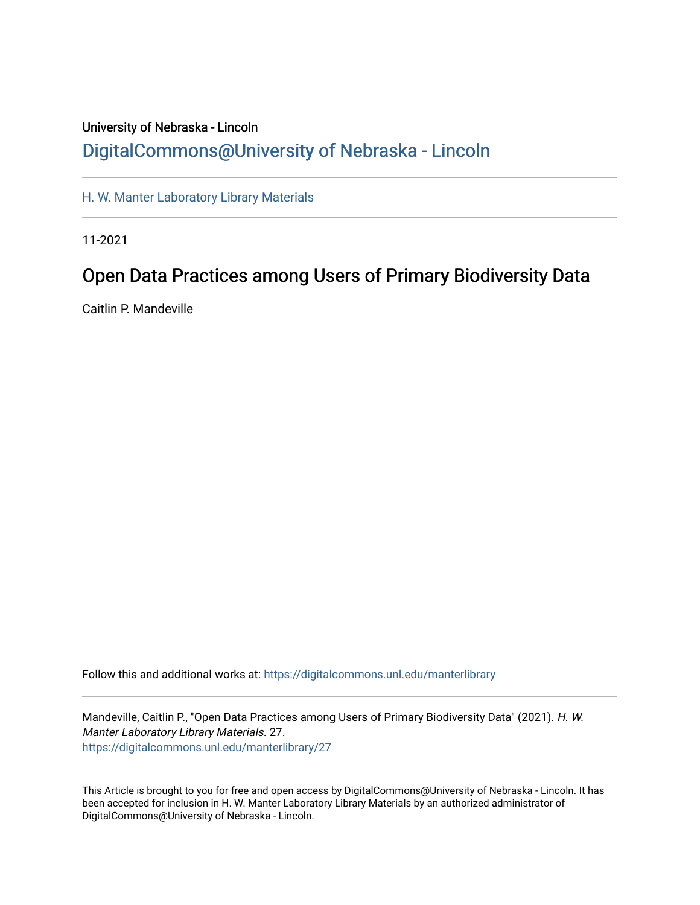University of Nebraska - Lincoln

DigitalCommons@University of Nebraska - Lincoln

H. W. Manter Laboratory Library Materials

11-2021

# Open Data Practices among Users of Primary Biodiversity Data

Caitlin P. Mandeville

Follow this and additional works at: https://digitalcommons.unl.edu/manterlibrary

Mandeville, Caitlin P., "Open Data Practices among Users of Primary Biodiversity Data" (2021). *H. W. Manter Laboratory Library Materials*. 27.
https://digitalcommons.unl.edu/manterlibrary/27

This Article is brought to you for free and open access by DigitalCommons@University of Nebraska - Lincoln. It has been accepted for inclusion in H. W. Manter Laboratory Library Materials by an authorized administrator of DigitalCommons@University of Nebraska - Lincoln.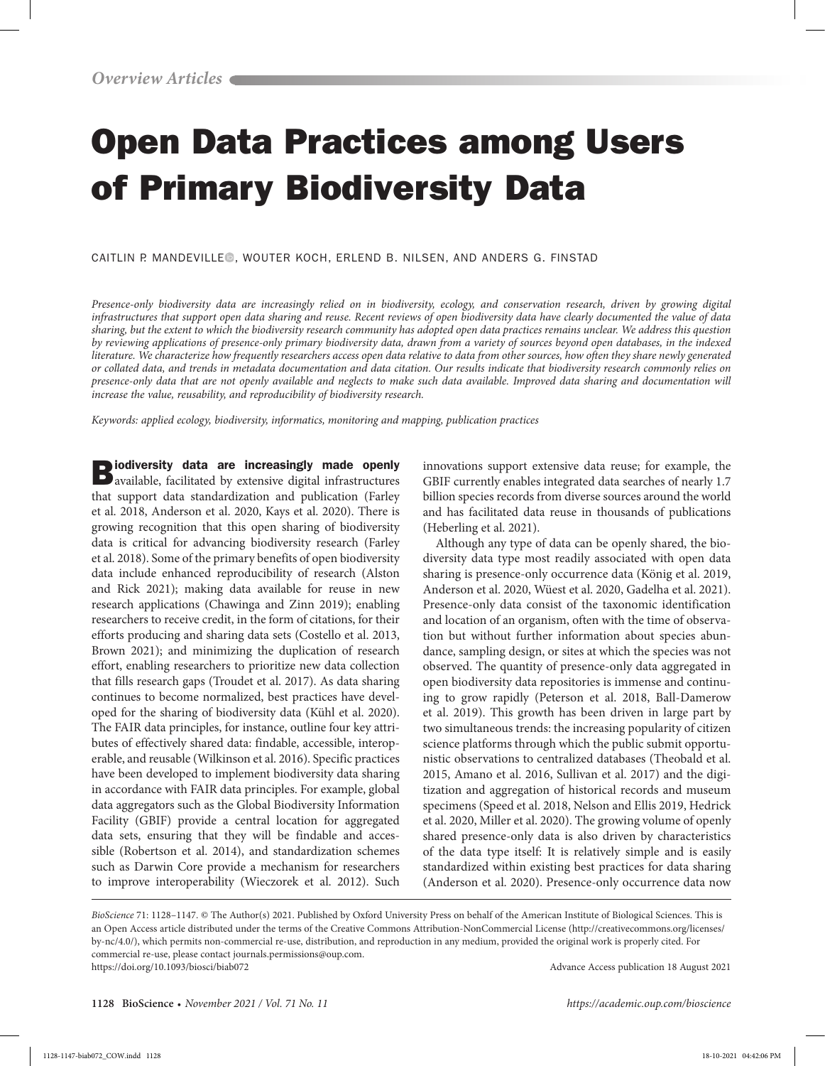# Open Data Practices among Users of Primary Biodiversity Data

CAITLIN P. MANDEVILLE, WOUTER KOCH, ERLEND B. NILSEN, AND ANDERS G. FINSTAD

*Presence-only biodiversity data are increasingly relied on in biodiversity, ecology, and conservation research, driven by growing digital infrastructures that support open data sharing and reuse. Recent reviews of open biodiversity data have clearly documented the value of data sharing, but the extent to which the biodiversity research community has adopted open data practices remains unclear. We address this question by reviewing applications of presence-only primary biodiversity data, drawn from a variety of sources beyond open databases, in the indexed literature. We characterize how frequently researchers access open data relative to data from other sources, how often they share newly generated or collated data, and trends in metadata documentation and data citation. Our results indicate that biodiversity research commonly relies on presence-only data that are not openly available and neglects to make such data available. Improved data sharing and documentation will increase the value, reusability, and reproducibility of biodiversity research.*

*Keywords: applied ecology, biodiversity, informatics, monitoring and mapping, publication practices*

**Biodiversity data are increasingly made openly** available, facilitated by extensive digital infrastructures that support data standardization and publication (Farley et al. 2018, Anderson et al. 2020, Kays et al. 2020). There is growing recognition that this open sharing of biodiversity data is critical for advancing biodiversity research (Farley et al. 2018). Some of the primary benefits of open biodiversity data include enhanced reproducibility of research (Alston and Rick 2021); making data available for reuse in new research applications (Chawinga and Zinn 2019); enabling researchers to receive credit, in the form of citations, for their efforts producing and sharing data sets (Costello et al. 2013, Brown 2021); and minimizing the duplication of research effort, enabling researchers to prioritize new data collection that fills research gaps (Troudet et al. 2017). As data sharing continues to become normalized, best practices have developed for the sharing of biodiversity data (Kühl et al. 2020). The FAIR data principles, for instance, outline four key attributes of effectively shared data: findable, accessible, interoperable, and reusable (Wilkinson et al. 2016). Specific practices have been developed to implement biodiversity data sharing in accordance with FAIR data principles. For example, global data aggregators such as the Global Biodiversity Information Facility (GBIF) provide a central location for aggregated data sets, ensuring that they will be findable and accessible (Robertson et al. 2014), and standardization schemes such as Darwin Core provide a mechanism for researchers to improve interoperability (Wieczorek et al. 2012). Such innovations support extensive data reuse; for example, the GBIF currently enables integrated data searches of nearly 1.7 billion species records from diverse sources around the world and has facilitated data reuse in thousands of publications (Heberling et al. 2021).

Although any type of data can be openly shared, the biodiversity data type most readily associated with open data sharing is presence-only occurrence data (König et al. 2019, Anderson et al. 2020, Wüest et al. 2020, Gadelha et al. 2021). Presence-only data consist of the taxonomic identification and location of an organism, often with the time of observation but without further information about species abundance, sampling design, or sites at which the species was not observed. The quantity of presence-only data aggregated in open biodiversity data repositories is immense and continuing to grow rapidly (Peterson et al. 2018, Ball-Damerow et al. 2019). This growth has been driven in large part by two simultaneous trends: the increasing popularity of citizen science platforms through which the public submit opportunistic observations to centralized databases (Theobald et al. 2015, Amano et al. 2016, Sullivan et al. 2017) and the digitization and aggregation of historical records and museum specimens (Speed et al. 2018, Nelson and Ellis 2019, Hedrick et al. 2020, Miller et al. 2020). The growing volume of openly shared presence-only data is also driven by characteristics of the data type itself: It is relatively simple and is easily standardized within existing best practices for data sharing (Anderson et al. 2020). Presence-only occurrence data now

*BioScience* 71: 1128–1147. © The Author(s) 2021. Published by Oxford University Press on behalf of the American Institute of Biological Sciences. This is an Open Access article distributed under the terms of the Creative Commons Attribution-NonCommercial License (http://creativecommons.org/licenses/by-nc/4.0/), which permits non-commercial re-use, distribution, and reproduction in any medium, provided the original work is properly cited. For commercial re-use, please contact journals.permissions@oup.com.
https://doi.org/10.1093/biosci/biab072 Advance Access publication 18 August 2021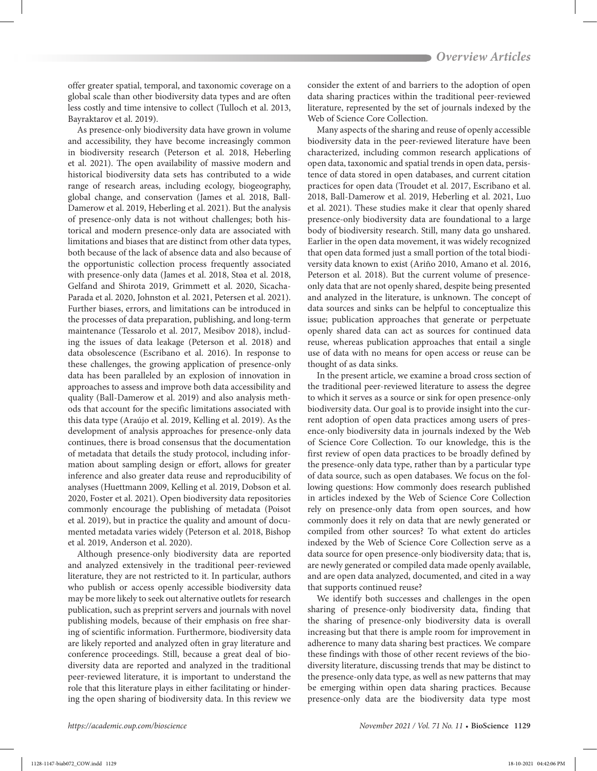offer greater spatial, temporal, and taxonomic coverage on a global scale than other biodiversity data types and are often less costly and time intensive to collect (Tulloch et al. 2013, Bayraktarov et al. 2019).

As presence-only biodiversity data have grown in volume and accessibility, they have become increasingly common in biodiversity research (Peterson et al. 2018, Heberling et al. 2021). The open availability of massive modern and historical biodiversity data sets has contributed to a wide range of research areas, including ecology, biogeography, global change, and conservation (James et al. 2018, Ball-Damerow et al. 2019, Heberling et al. 2021). But the analysis of presence-only data is not without challenges; both historical and modern presence-only data are associated with limitations and biases that are distinct from other data types, both because of the lack of absence data and also because of the opportunistic collection process frequently associated with presence-only data (James et al. 2018, Støa et al. 2018, Gelfand and Shirota 2019, Grimmett et al. 2020, Sicacha-Parada et al. 2020, Johnston et al. 2021, Petersen et al. 2021). Further biases, errors, and limitations can be introduced in the processes of data preparation, publishing, and long-term maintenance (Tessarolo et al. 2017, Mesibov 2018), including the issues of data leakage (Peterson et al. 2018) and data obsolescence (Escribano et al. 2016). In response to these challenges, the growing application of presence-only data has been paralleled by an explosion of innovation in approaches to assess and improve both data accessibility and quality (Ball-Damerow et al. 2019) and also analysis methods that account for the specific limitations associated with this data type (Araújo et al. 2019, Kelling et al. 2019). As the development of analysis approaches for presence-only data continues, there is broad consensus that the documentation of metadata that details the study protocol, including information about sampling design or effort, allows for greater inference and also greater data reuse and reproducibility of analyses (Huettmann 2009, Kelling et al. 2019, Dobson et al. 2020, Foster et al. 2021). Open biodiversity data repositories commonly encourage the publishing of metadata (Poisot et al. 2019), but in practice the quality and amount of documented metadata varies widely (Peterson et al. 2018, Bishop et al. 2019, Anderson et al. 2020).

Although presence-only biodiversity data are reported and analyzed extensively in the traditional peer-reviewed literature, they are not restricted to it. In particular, authors who publish or access openly accessible biodiversity data may be more likely to seek out alternative outlets for research publication, such as preprint servers and journals with novel publishing models, because of their emphasis on free sharing of scientific information. Furthermore, biodiversity data are likely reported and analyzed often in gray literature and conference proceedings. Still, because a great deal of biodiversity data are reported and analyzed in the traditional peer-reviewed literature, it is important to understand the role that this literature plays in either facilitating or hindering the open sharing of biodiversity data. In this review we consider the extent of and barriers to the adoption of open data sharing practices within the traditional peer-reviewed literature, represented by the set of journals indexed by the Web of Science Core Collection.

Many aspects of the sharing and reuse of openly accessible biodiversity data in the peer-reviewed literature have been characterized, including common research applications of open data, taxonomic and spatial trends in open data, persistence of data stored in open databases, and current citation practices for open data (Troudet et al. 2017, Escribano et al. 2018, Ball-Damerow et al. 2019, Heberling et al. 2021, Luo et al. 2021). These studies make it clear that openly shared presence-only biodiversity data are foundational to a large body of biodiversity research. Still, many data go unshared. Earlier in the open data movement, it was widely recognized that open data formed just a small portion of the total biodiversity data known to exist (Ariño 2010, Amano et al. 2016, Peterson et al. 2018). But the current volume of presence-only data that are not openly shared, despite being presented and analyzed in the literature, is unknown. The concept of data sources and sinks can be helpful to conceptualize this issue; publication approaches that generate or perpetuate openly shared data can act as sources for continued data reuse, whereas publication approaches that entail a single use of data with no means for open access or reuse can be thought of as data sinks.

In the present article, we examine a broad cross section of the traditional peer-reviewed literature to assess the degree to which it serves as a source or sink for open presence-only biodiversity data. Our goal is to provide insight into the current adoption of open data practices among users of presence-only biodiversity data in journals indexed by the Web of Science Core Collection. To our knowledge, this is the first review of open data practices to be broadly defined by the presence-only data type, rather than by a particular type of data source, such as open databases. We focus on the following questions: How commonly does research published in articles indexed by the Web of Science Core Collection rely on presence-only data from open sources, and how commonly does it rely on data that are newly generated or compiled from other sources? To what extent do articles indexed by the Web of Science Core Collection serve as a data source for open presence-only biodiversity data; that is, are newly generated or compiled data made openly available, and are open data analyzed, documented, and cited in a way that supports continued reuse?

We identify both successes and challenges in the open sharing of presence-only biodiversity data, finding that the sharing of presence-only biodiversity data is overall increasing but that there is ample room for improvement in adherence to many data sharing best practices. We compare these findings with those of other recent reviews of the biodiversity literature, discussing trends that may be distinct to the presence-only data type, as well as new patterns that may be emerging within open data sharing practices. Because presence-only data are the biodiversity data type most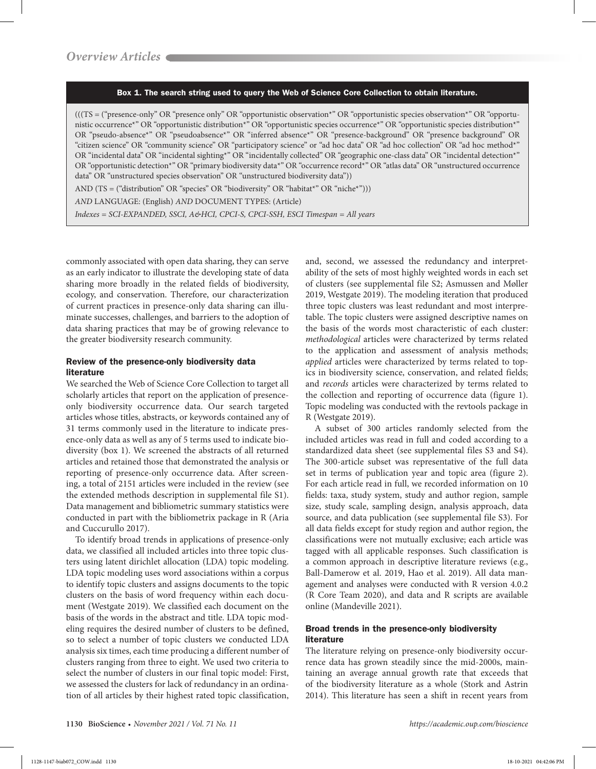**Box 1. The search string used to query the Web of Science Core Collection to obtain literature.**

(((TS = ("presence-only" OR "presence only" OR "opportunistic observation*" OR "opportunistic species observation*" OR "opportunistic occurrence*" OR "opportunistic distribution*" OR "opportunistic species occurrence*" OR "opportunistic species distribution*" OR "pseudo-absence*" OR "pseudoabsence*" OR "inferred absence*" OR "presence-background" OR "presence background" OR "citizen science" OR "community science" OR "participatory science" or "ad hoc data" OR "ad hoc collection" OR "ad hoc method*" OR "incidental data" OR "incidental sighting*" OR "incidentally collected" OR "geographic one-class data" OR "incidental detection*" OR "opportunistic detection*" OR "primary biodiversity data*" OR "occurrence record*" OR "atlas data" OR "unstructured occurrence data" OR "unstructured species observation" OR "unstructured biodiversity data"))

AND (TS = ("distribution" OR "species" OR "biodiversity" OR "habitat*" OR "niche*")))

*AND* LANGUAGE: (English) *AND* DOCUMENT TYPES: (Article)

*Indexes = SCI-EXPANDED, SSCI, A&HCI, CPCI-S, CPCI-SSH, ESCI Timespan = All years*

commonly associated with open data sharing, they can serve as an early indicator to illustrate the developing state of data sharing more broadly in the related fields of biodiversity, ecology, and conservation. Therefore, our characterization of current practices in presence-only data sharing can illuminate successes, challenges, and barriers to the adoption of data sharing practices that may be of growing relevance to the greater biodiversity research community.

## Review of the presence-only biodiversity data literature

We searched the Web of Science Core Collection to target all scholarly articles that report on the application of presence-only biodiversity occurrence data. Our search targeted articles whose titles, abstracts, or keywords contained any of 31 terms commonly used in the literature to indicate presence-only data as well as any of 5 terms used to indicate biodiversity (box 1). We screened the abstracts of all returned articles and retained those that demonstrated the analysis or reporting of presence-only occurrence data. After screening, a total of 2151 articles were included in the review (see the extended methods description in supplemental file S1). Data management and bibliometric summary statistics were conducted in part with the bibliometrix package in R (Aria and Cuccurullo 2017).

To identify broad trends in applications of presence-only data, we classified all included articles into three topic clusters using latent dirichlet allocation (LDA) topic modeling. LDA topic modeling uses word associations within a corpus to identify topic clusters and assigns documents to the topic clusters on the basis of word frequency within each document (Westgate 2019). We classified each document on the basis of the words in the abstract and title. LDA topic modeling requires the desired number of clusters to be defined, so to select a number of topic clusters we conducted LDA analysis six times, each time producing a different number of clusters ranging from three to eight. We used two criteria to select the number of clusters in our final topic model: First, we assessed the clusters for lack of redundancy in an ordination of all articles by their highest rated topic classification, and, second, we assessed the redundancy and interpretability of the sets of most highly weighted words in each set of clusters (see supplemental file S2; Asmussen and Møller 2019, Westgate 2019). The modeling iteration that produced three topic clusters was least redundant and most interpretable. The topic clusters were assigned descriptive names on the basis of the words most characteristic of each cluster: *methodological* articles were characterized by terms related to the application and assessment of analysis methods; *applied* articles were characterized by terms related to topics in biodiversity science, conservation, and related fields; and *records* articles were characterized by terms related to the collection and reporting of occurrence data (figure 1). Topic modeling was conducted with the revtools package in R (Westgate 2019).

A subset of 300 articles randomly selected from the included articles was read in full and coded according to a standardized data sheet (see supplemental files S3 and S4). The 300-article subset was representative of the full data set in terms of publication year and topic area (figure 2). For each article read in full, we recorded information on 10 fields: taxa, study system, study and author region, sample size, study scale, sampling design, analysis approach, data source, and data publication (see supplemental file S3). For all data fields except for study region and author region, the classifications were not mutually exclusive; each article was tagged with all applicable responses. Such classification is a common approach in descriptive literature reviews (e.g., Ball-Damerow et al. 2019, Hao et al. 2019). All data management and analyses were conducted with R version 4.0.2 (R Core Team 2020), and data and R scripts are available online (Mandeville 2021).

## Broad trends in the presence-only biodiversity literature

The literature relying on presence-only biodiversity occurrence data has grown steadily since the mid-2000s, maintaining an average annual growth rate that exceeds that of the biodiversity literature as a whole (Stork and Astrin 2014). This literature has seen a shift in recent years from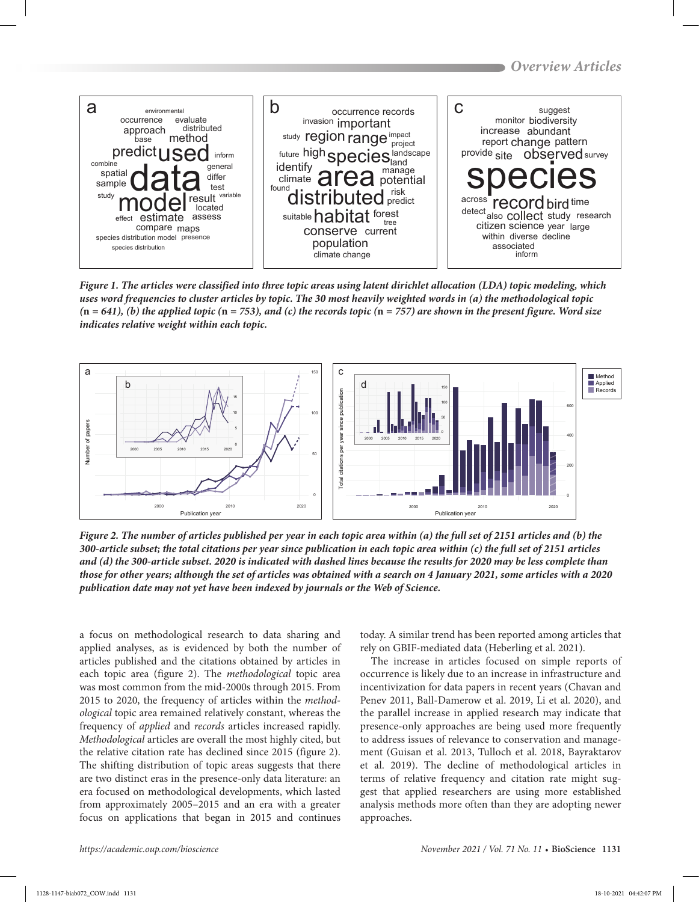*Figure 1. The articles were classified into three topic areas using latent dirichlet allocation (LDA) topic modeling, which uses word frequencies to cluster articles by topic. The 30 most heavily weighted words in (a) the methodological topic (*n *= 641), (b) the applied topic (*n *= 753), and (c) the records topic (*n *= 757) are shown in the present figure. Word size indicates relative weight within each topic.*

*Figure 2. The number of articles published per year in each topic area within (a) the full set of 2151 articles and (b) the 300-article subset; the total citations per year since publication in each topic area within (c) the full set of 2151 articles and (d) the 300-article subset. 2020 is indicated with dashed lines because the results for 2020 may be less complete than those for other years; although the set of articles was obtained with a search on 4 January 2021, some articles with a 2020 publication date may not yet have been indexed by journals or the Web of Science.*

a focus on methodological research to data sharing and applied analyses, as is evidenced by both the number of articles published and the citations obtained by articles in each topic area (figure 2). The *methodological* topic area was most common from the mid-2000s through 2015. From 2015 to 2020, the frequency of articles within the *methodological* topic area remained relatively constant, whereas the frequency of *applied* and *records* articles increased rapidly. *Methodological* articles are overall the most highly cited, but the relative citation rate has declined since 2015 (figure 2). The shifting distribution of topic areas suggests that there are two distinct eras in the presence-only data literature: an era focused on methodological developments, which lasted from approximately 2005–2015 and an era with a greater focus on applications that began in 2015 and continues today. A similar trend has been reported among articles that rely on GBIF-mediated data (Heberling et al. 2021).

The increase in articles focused on simple reports of occurrence is likely due to an increase in infrastructure and incentivization for data papers in recent years (Chavan and Penev 2011, Ball-Damerow et al. 2019, Li et al. 2020), and the parallel increase in applied research may indicate that presence-only approaches are being used more frequently to address issues of relevance to conservation and management (Guisan et al. 2013, Tulloch et al. 2018, Bayraktarov et al. 2019). The decline of methodological articles in terms of relative frequency and citation rate might suggest that applied researchers are using more established analysis methods more often than they are adopting newer approaches.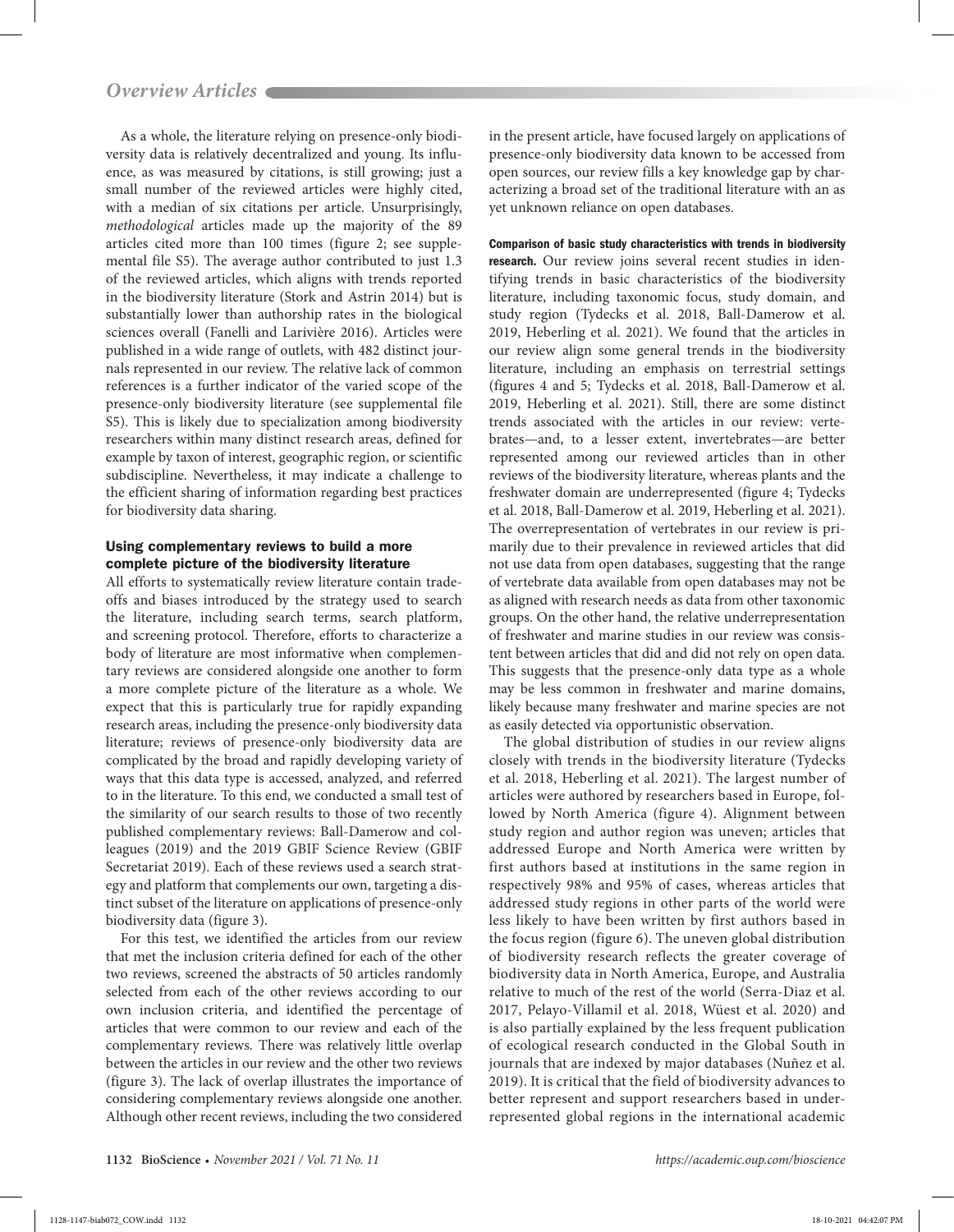As a whole, the literature relying on presence-only biodiversity data is relatively decentralized and young. Its influence, as was measured by citations, is still growing; just a small number of the reviewed articles were highly cited, with a median of six citations per article. Unsurprisingly, *methodological* articles made up the majority of the 89 articles cited more than 100 times (figure 2; see supplemental file S5). The average author contributed to just 1.3 of the reviewed articles, which aligns with trends reported in the biodiversity literature (Stork and Astrin 2014) but is substantially lower than authorship rates in the biological sciences overall (Fanelli and Larivière 2016). Articles were published in a wide range of outlets, with 482 distinct journals represented in our review. The relative lack of common references is a further indicator of the varied scope of the presence-only biodiversity literature (see supplemental file S5). This is likely due to specialization among biodiversity researchers within many distinct research areas, defined for example by taxon of interest, geographic region, or scientific subdiscipline. Nevertheless, it may indicate a challenge to the efficient sharing of information regarding best practices for biodiversity data sharing.

## Using complementary reviews to build a more complete picture of the biodiversity literature

All efforts to systematically review literature contain tradeoffs and biases introduced by the strategy used to search the literature, including search terms, search platform, and screening protocol. Therefore, efforts to characterize a body of literature are most informative when complementary reviews are considered alongside one another to form a more complete picture of the literature as a whole. We expect that this is particularly true for rapidly expanding research areas, including the presence-only biodiversity data literature; reviews of presence-only biodiversity data are complicated by the broad and rapidly developing variety of ways that this data type is accessed, analyzed, and referred to in the literature. To this end, we conducted a small test of the similarity of our search results to those of two recently published complementary reviews: Ball-Damerow and colleagues (2019) and the 2019 GBIF Science Review (GBIF Secretariat 2019). Each of these reviews used a search strategy and platform that complements our own, targeting a distinct subset of the literature on applications of presence-only biodiversity data (figure 3).

For this test, we identified the articles from our review that met the inclusion criteria defined for each of the other two reviews, screened the abstracts of 50 articles randomly selected from each of the other reviews according to our own inclusion criteria, and identified the percentage of articles that were common to our review and each of the complementary reviews. There was relatively little overlap between the articles in our review and the other two reviews (figure 3). The lack of overlap illustrates the importance of considering complementary reviews alongside one another. Although other recent reviews, including the two considered in the present article, have focused largely on applications of presence-only biodiversity data known to be accessed from open sources, our review fills a key knowledge gap by characterizing a broad set of the traditional literature with an as yet unknown reliance on open databases.

**Comparison of basic study characteristics with trends in biodiversity research.** Our review joins several recent studies in identifying trends in basic characteristics of the biodiversity literature, including taxonomic focus, study domain, and study region (Tydecks et al. 2018, Ball-Damerow et al. 2019, Heberling et al. 2021). We found that the articles in our review align some general trends in the biodiversity literature, including an emphasis on terrestrial settings (figures 4 and 5; Tydecks et al. 2018, Ball-Damerow et al. 2019, Heberling et al. 2021). Still, there are some distinct trends associated with the articles in our review: vertebrates—and, to a lesser extent, invertebrates—are better represented among our reviewed articles than in other reviews of the biodiversity literature, whereas plants and the freshwater domain are underrepresented (figure 4; Tydecks et al. 2018, Ball-Damerow et al. 2019, Heberling et al. 2021). The overrepresentation of vertebrates in our review is primarily due to their prevalence in reviewed articles that did not use data from open databases, suggesting that the range of vertebrate data available from open databases may not be as aligned with research needs as data from other taxonomic groups. On the other hand, the relative underrepresentation of freshwater and marine studies in our review was consistent between articles that did and did not rely on open data. This suggests that the presence-only data type as a whole may be less common in freshwater and marine domains, likely because many freshwater and marine species are not as easily detected via opportunistic observation.

The global distribution of studies in our review aligns closely with trends in the biodiversity literature (Tydecks et al. 2018, Heberling et al. 2021). The largest number of articles were authored by researchers based in Europe, followed by North America (figure 4). Alignment between study region and author region was uneven; articles that addressed Europe and North America were written by first authors based at institutions in the same region in respectively 98% and 95% of cases, whereas articles that addressed study regions in other parts of the world were less likely to have been written by first authors based in the focus region (figure 6). The uneven global distribution of biodiversity research reflects the greater coverage of biodiversity data in North America, Europe, and Australia relative to much of the rest of the world (Serra-Diaz et al. 2017, Pelayo-Villamil et al. 2018, Wüest et al. 2020) and is also partially explained by the less frequent publication of ecological research conducted in the Global South in journals that are indexed by major databases (Nuñez et al. 2019). It is critical that the field of biodiversity advances to better represent and support researchers based in underrepresented global regions in the international academic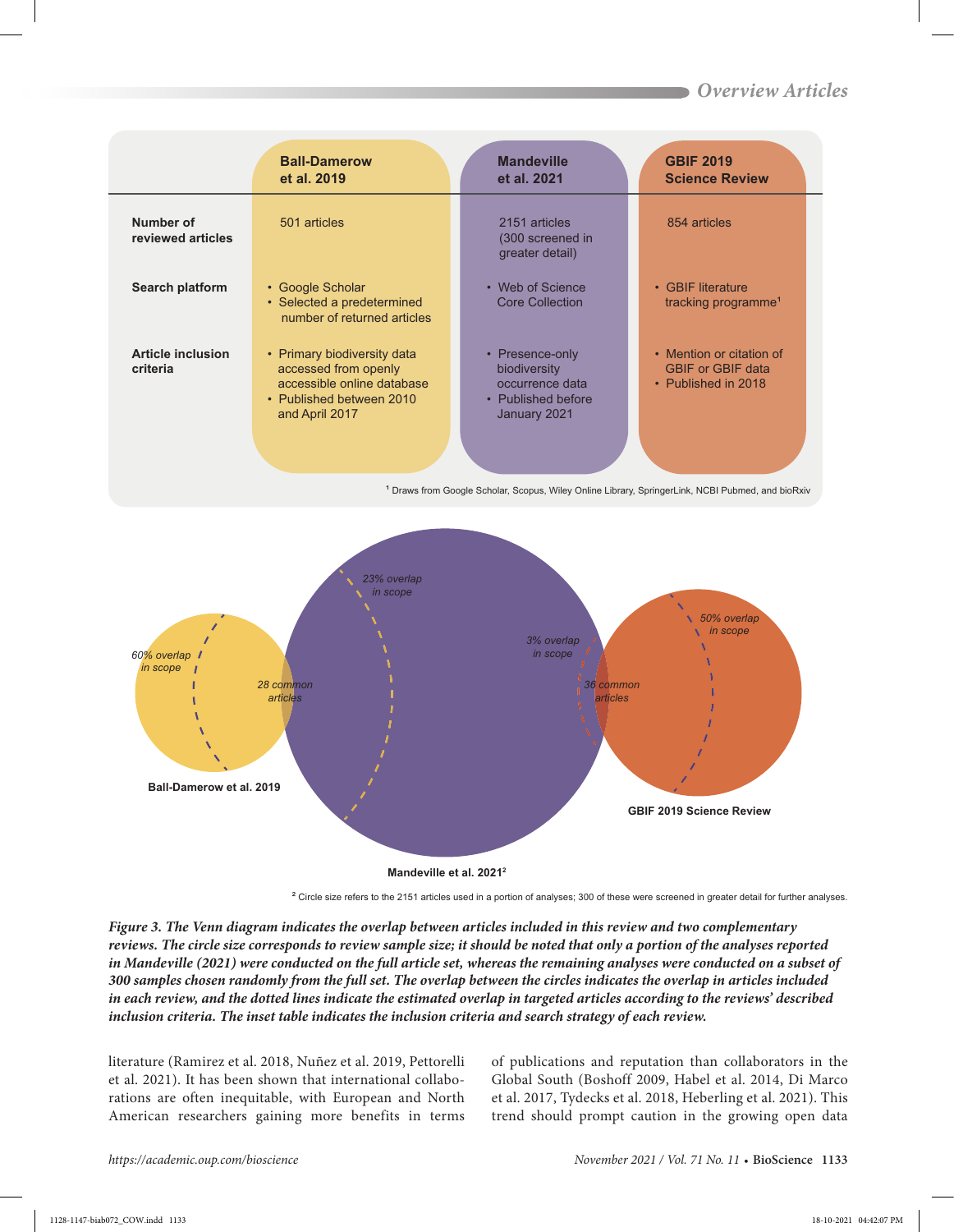| | Ball-Damerow et al. 2019 | Mandeville et al. 2021 | GBIF 2019 Science Review |
|---|---|---|---|
| Number of reviewed articles | 501 articles | 2151 articles (300 screened in greater detail) | 854 articles |
| Search platform | • Google Scholar • Selected a predetermined number of returned articles | • Web of Science Core Collection | • GBIF literature tracking programme[1] |
| Article inclusion criteria | • Primary biodiversity data accessed from openly accessible online database • Published between 2010 and April 2017 | • Presence-only biodiversity occurrence data • Published before January 2021 | • Mention or citation of GBIF or GBIF data • Published in 2018 |

[1] Draws from Google Scholar, Scopus, Wiley Online Library, SpringerLink, NCBI Pubmed, and bioRxiv

60% overlap in scope

28 common articles

23% overlap in scope

3% overlap in scope

36 common articles

50% overlap in scope

Ball-Damerow et al. 2019

Mandeville et al. 2021[2]

GBIF 2019 Science Review

[2] Circle size refers to the 2151 articles used in a portion of analyses; 300 of these were screened in greater detail for further analyses.

***Figure 3. The Venn diagram indicates the overlap between articles included in this review and two complementary reviews. The circle size corresponds to review sample size; it should be noted that only a portion of the analyses reported in Mandeville (2021) were conducted on the full article set, whereas the remaining analyses were conducted on a subset of 300 samples chosen randomly from the full set. The overlap between the circles indicates the overlap in articles included in each review, and the dotted lines indicate the estimated overlap in targeted articles according to the reviews' described inclusion criteria. The inset table indicates the inclusion criteria and search strategy of each review.***

literature (Ramirez et al. 2018, Nuñez et al. 2019, Pettorelli et al. 2021). It has been shown that international collaborations are often inequitable, with European and North American researchers gaining more benefits in terms of publications and reputation than collaborators in the Global South (Boshoff 2009, Habel et al. 2014, Di Marco et al. 2017, Tydecks et al. 2018, Heberling et al. 2021). This trend should prompt caution in the growing open data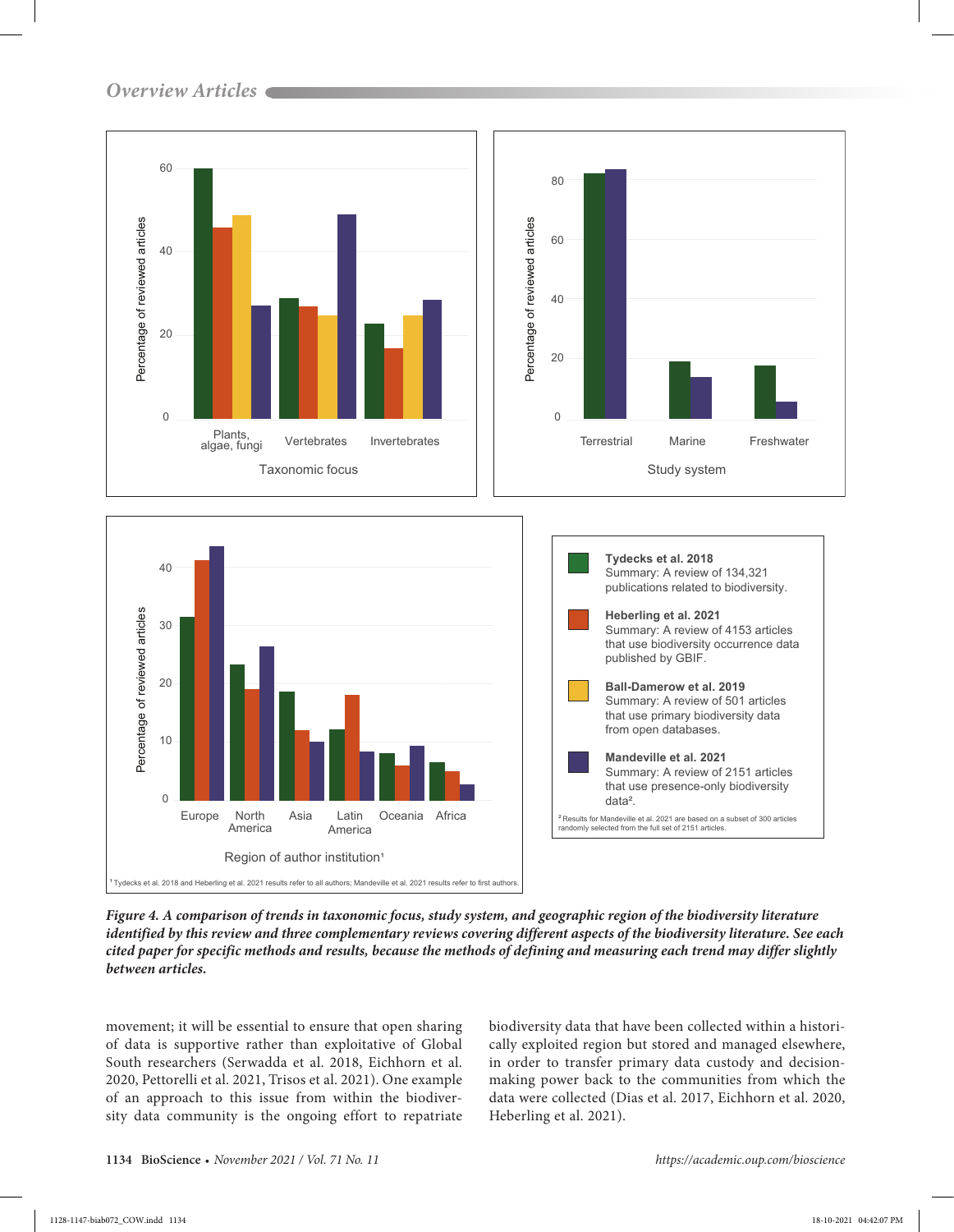**Figure 4. A comparison of trends in taxonomic focus, study system, and geographic region of the biodiversity literature identified by this review and three complementary reviews covering different aspects of the biodiversity literature. See each cited paper for specific methods and results, because the methods of defining and measuring each trend may differ slightly between articles.**

movement; it will be essential to ensure that open sharing of data is supportive rather than exploitative of Global South researchers (Serwadda et al. 2018, Eichhorn et al. 2020, Pettorelli et al. 2021, Trisos et al. 2021). One example of an approach to this issue from within the biodiversity data community is the ongoing effort to repatriate biodiversity data that have been collected within a historically exploited region but stored and managed elsewhere, in order to transfer primary data custody and decision-making power back to the communities from which the data were collected (Dias et al. 2017, Eichhorn et al. 2020, Heberling et al. 2021).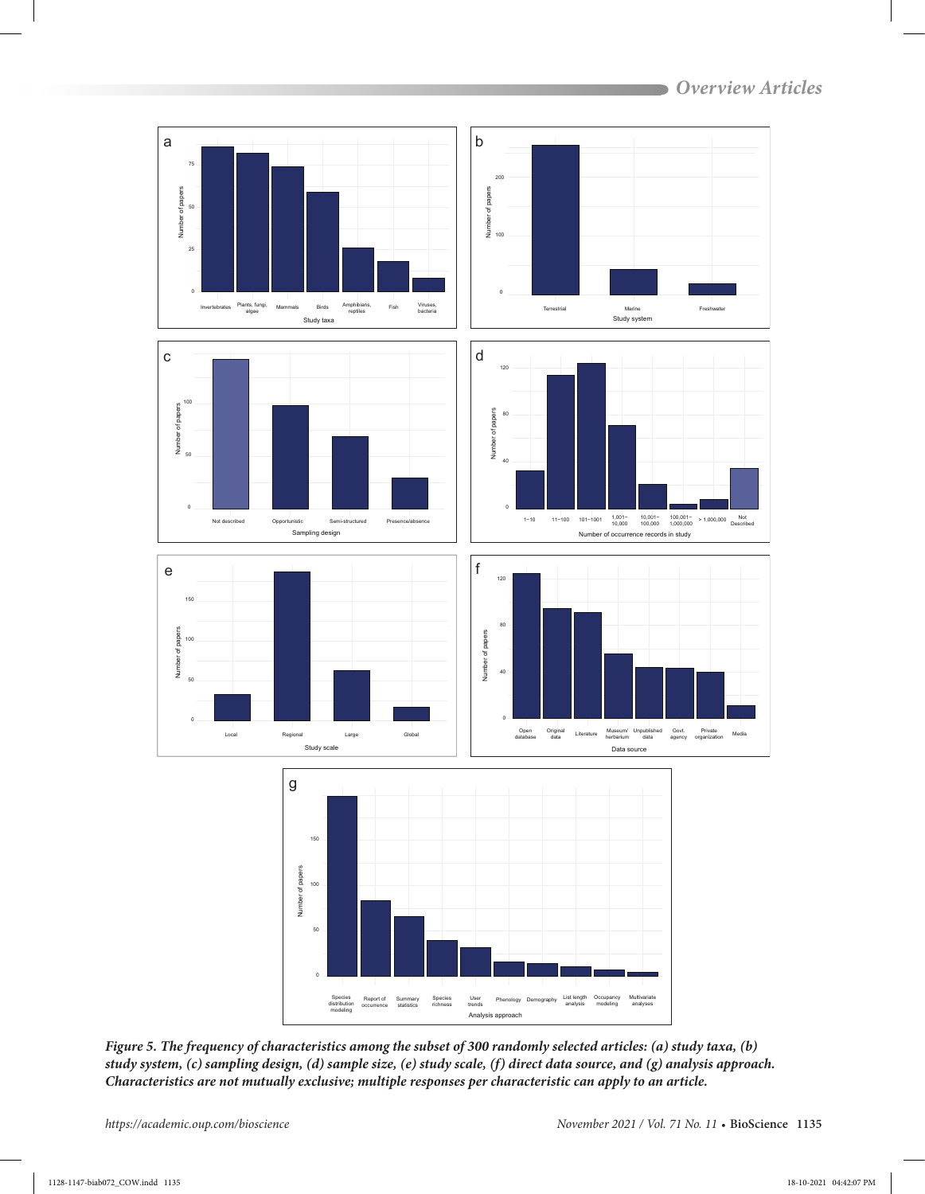*Figure 5. The frequency of characteristics among the subset of 300 randomly selected articles: (a) study taxa, (b) study system, (c) sampling design, (d) sample size, (e) study scale, (f) direct data source, and (g) analysis approach. Characteristics are not mutually exclusive; multiple responses per characteristic can apply to an article.*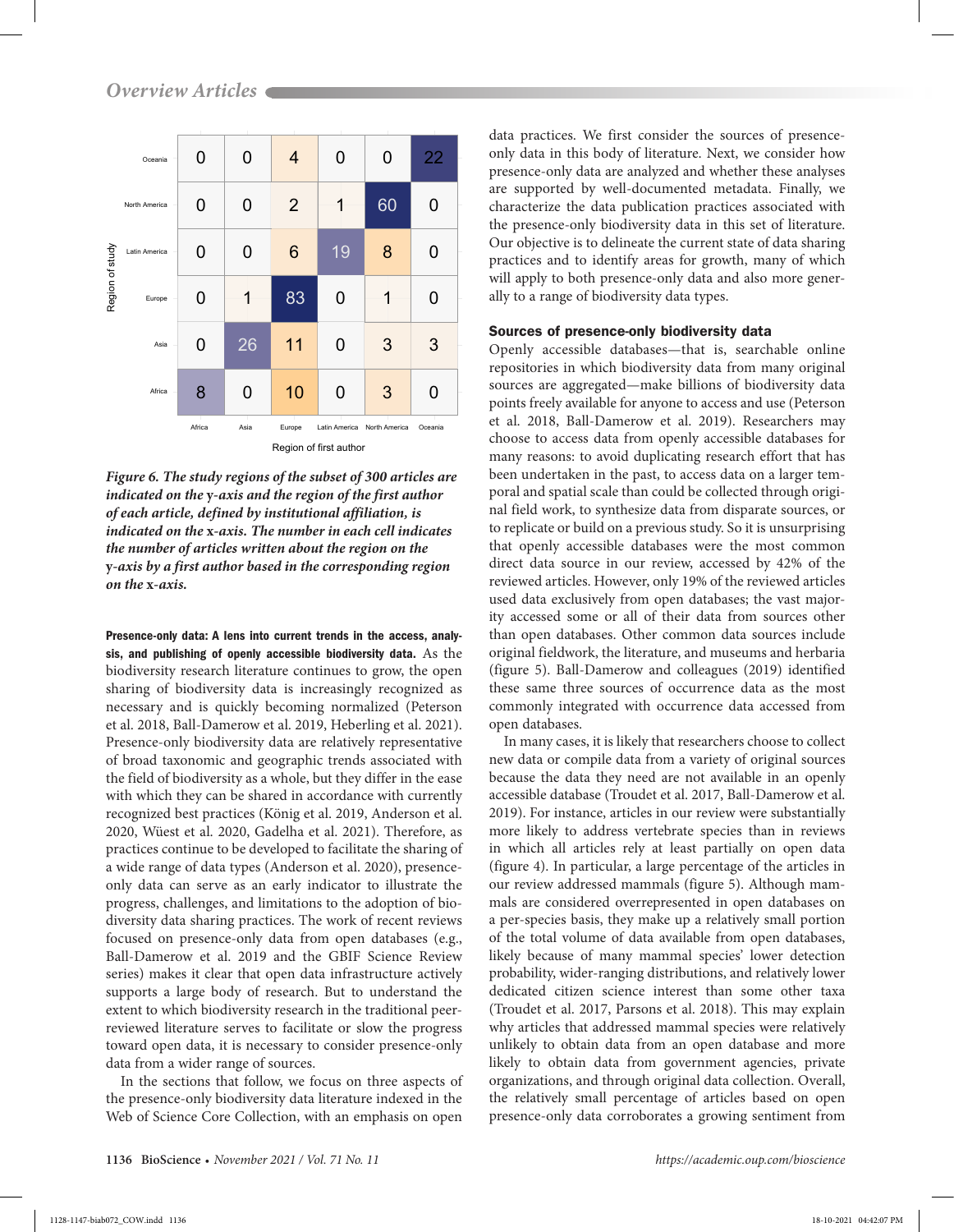| Region of study | Africa | Asia | Europe | Latin America | North America | Oceania |
|---|---|---|---|---|---|---|
| Oceania | 0 | 0 | 4 | 0 | 0 | 22 |
| North America | 0 | 0 | 2 | 1 | 60 | 0 |
| Latin America | 0 | 0 | 6 | 19 | 8 | 0 |
| Europe | 0 | 1 | 83 | 0 | 1 | 0 |
| Asia | 0 | 26 | 11 | 0 | 3 | 3 |
| Africa | 8 | 0 | 10 | 0 | 3 | 0 |

Region of first author

***Figure 6. The study regions of the subset of 300 articles are indicated on the y-axis and the region of the first author of each article, defined by institutional affiliation, is indicated on the x-axis. The number in each cell indicates the number of articles written about the region on the y-axis by a first author based in the corresponding region on the x-axis.***

**Presence-only data: A lens into current trends in the access, analysis, and publishing of openly accessible biodiversity data.** As the biodiversity research literature continues to grow, the open sharing of biodiversity data is increasingly recognized as necessary and is quickly becoming normalized (Peterson et al. 2018, Ball-Damerow et al. 2019, Heberling et al. 2021). Presence-only biodiversity data are relatively representative of broad taxonomic and geographic trends associated with the field of biodiversity as a whole, but they differ in the ease with which they can be shared in accordance with currently recognized best practices (König et al. 2019, Anderson et al. 2020, Wüest et al. 2020, Gadelha et al. 2021). Therefore, as practices continue to be developed to facilitate the sharing of a wide range of data types (Anderson et al. 2020), presence-only data can serve as an early indicator to illustrate the progress, challenges, and limitations to the adoption of biodiversity data sharing practices. The work of recent reviews focused on presence-only data from open databases (e.g., Ball-Damerow et al. 2019 and the GBIF Science Review series) makes it clear that open data infrastructure actively supports a large body of research. But to understand the extent to which biodiversity research in the traditional peer-reviewed literature serves to facilitate or slow the progress toward open data, it is necessary to consider presence-only data from a wider range of sources.

In the sections that follow, we focus on three aspects of the presence-only biodiversity data literature indexed in the Web of Science Core Collection, with an emphasis on open data practices. We first consider the sources of presence-only data in this body of literature. Next, we consider how presence-only data are analyzed and whether these analyses are supported by well-documented metadata. Finally, we characterize the data publication practices associated with the presence-only biodiversity data in this set of literature. Our objective is to delineate the current state of data sharing practices and to identify areas for growth, many of which will apply to both presence-only data and also more generally to a range of biodiversity data types.

### Sources of presence-only biodiversity data

Openly accessible databases—that is, searchable online repositories in which biodiversity data from many original sources are aggregated—make billions of biodiversity data points freely available for anyone to access and use (Peterson et al. 2018, Ball-Damerow et al. 2019). Researchers may choose to access data from openly accessible databases for many reasons: to avoid duplicating research effort that has been undertaken in the past, to access data on a larger temporal and spatial scale than could be collected through original field work, to synthesize data from disparate sources, or to replicate or build on a previous study. So it is unsurprising that openly accessible databases were the most common direct data source in our review, accessed by 42% of the reviewed articles. However, only 19% of the reviewed articles used data exclusively from open databases; the vast majority accessed some or all of their data from sources other than open databases. Other common data sources include original fieldwork, the literature, and museums and herbaria (figure 5). Ball-Damerow and colleagues (2019) identified these same three sources of occurrence data as the most commonly integrated with occurrence data accessed from open databases.

In many cases, it is likely that researchers choose to collect new data or compile data from a variety of original sources because the data they need are not available in an openly accessible database (Troudet et al. 2017, Ball-Damerow et al. 2019). For instance, articles in our review were substantially more likely to address vertebrate species than in reviews in which all articles rely at least partially on open data (figure 4). In particular, a large percentage of the articles in our review addressed mammals (figure 5). Although mammals are considered overrepresented in open databases on a per-species basis, they make up a relatively small portion of the total volume of data available from open databases, likely because of many mammal species' lower detection probability, wider-ranging distributions, and relatively lower dedicated citizen science interest than some other taxa (Troudet et al. 2017, Parsons et al. 2018). This may explain why articles that addressed mammal species were relatively unlikely to obtain data from an open database and more likely to obtain data from government agencies, private organizations, and through original data collection. Overall, the relatively small percentage of articles based on open presence-only data corroborates a growing sentiment from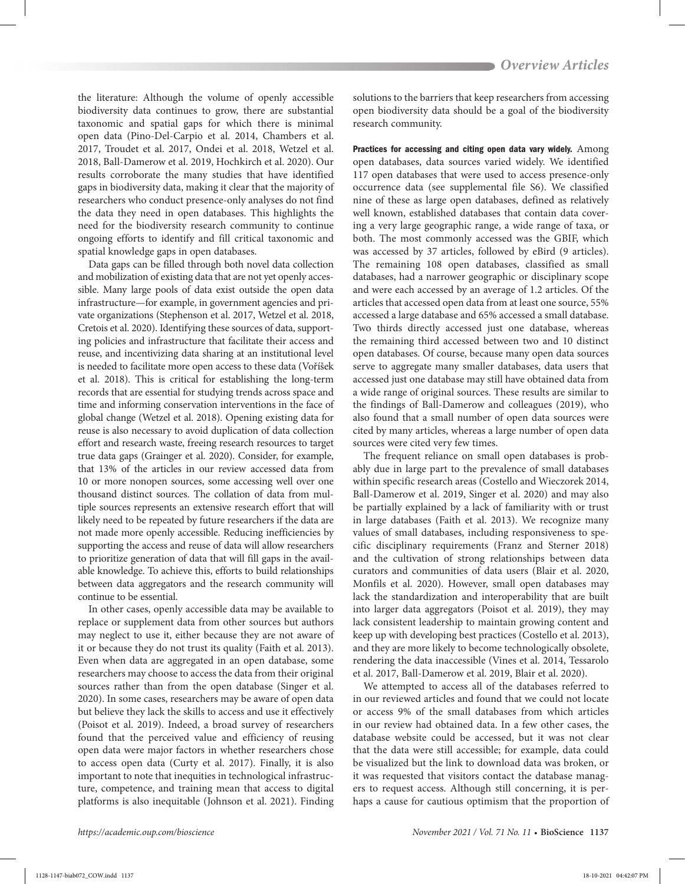the literature: Although the volume of openly accessible biodiversity data continues to grow, there are substantial taxonomic and spatial gaps for which there is minimal open data (Pino-Del-Carpio et al. 2014, Chambers et al. 2017, Troudet et al. 2017, Ondei et al. 2018, Wetzel et al. 2018, Ball-Damerow et al. 2019, Hochkirch et al. 2020). Our results corroborate the many studies that have identified gaps in biodiversity data, making it clear that the majority of researchers who conduct presence-only analyses do not find the data they need in open databases. This highlights the need for the biodiversity research community to continue ongoing efforts to identify and fill critical taxonomic and spatial knowledge gaps in open databases.

Data gaps can be filled through both novel data collection and mobilization of existing data that are not yet openly accessible. Many large pools of data exist outside the open data infrastructure—for example, in government agencies and private organizations (Stephenson et al. 2017, Wetzel et al. 2018, Cretois et al. 2020). Identifying these sources of data, supporting policies and infrastructure that facilitate their access and reuse, and incentivizing data sharing at an institutional level is needed to facilitate more open access to these data (Vořířek et al. 2018). This is critical for establishing the long-term records that are essential for studying trends across space and time and informing conservation interventions in the face of global change (Wetzel et al. 2018). Opening existing data for reuse is also necessary to avoid duplication of data collection effort and research waste, freeing research resources to target true data gaps (Grainger et al. 2020). Consider, for example, that 13% of the articles in our review accessed data from 10 or more nonopen sources, some accessing well over one thousand distinct sources. The collation of data from multiple sources represents an extensive research effort that will likely need to be repeated by future researchers if the data are not made more openly accessible. Reducing inefficiencies by supporting the access and reuse of data will allow researchers to prioritize generation of data that will fill gaps in the available knowledge. To achieve this, efforts to build relationships between data aggregators and the research community will continue to be essential.

In other cases, openly accessible data may be available to replace or supplement data from other sources but authors may neglect to use it, either because they are not aware of it or because they do not trust its quality (Faith et al. 2013). Even when data are aggregated in an open database, some researchers may choose to access the data from their original sources rather than from the open database (Singer et al. 2020). In some cases, researchers may be aware of open data but believe they lack the skills to access and use it effectively (Poisot et al. 2019). Indeed, a broad survey of researchers found that the perceived value and efficiency of reusing open data were major factors in whether researchers chose to access open data (Curty et al. 2017). Finally, it is also important to note that inequities in technological infrastructure, competence, and training mean that access to digital platforms is also inequitable (Johnson et al. 2021). Finding solutions to the barriers that keep researchers from accessing open biodiversity data should be a goal of the biodiversity research community.

**Practices for accessing and citing open data vary widely.** Among open databases, data sources varied widely. We identified 117 open databases that were used to access presence-only occurrence data (see supplemental file S6). We classified nine of these as large open databases, defined as relatively well known, established databases that contain data covering a very large geographic range, a wide range of taxa, or both. The most commonly accessed was the GBIF, which was accessed by 37 articles, followed by eBird (9 articles). The remaining 108 open databases, classified as small databases, had a narrower geographic or disciplinary scope and were each accessed by an average of 1.2 articles. Of the articles that accessed open data from at least one source, 55% accessed a large database and 65% accessed a small database. Two thirds directly accessed just one database, whereas the remaining third accessed between two and 10 distinct open databases. Of course, because many open data sources serve to aggregate many smaller databases, data users that accessed just one database may still have obtained data from a wide range of original sources. These results are similar to the findings of Ball-Damerow and colleagues (2019), who also found that a small number of open data sources were cited by many articles, whereas a large number of open data sources were cited very few times.

The frequent reliance on small open databases is probably due in large part to the prevalence of small databases within specific research areas (Costello and Wieczorek 2014, Ball-Damerow et al. 2019, Singer et al. 2020) and may also be partially explained by a lack of familiarity with or trust in large databases (Faith et al. 2013). We recognize many values of small databases, including responsiveness to specific disciplinary requirements (Franz and Sterner 2018) and the cultivation of strong relationships between data curators and communities of data users (Blair et al. 2020, Monfils et al. 2020). However, small open databases may lack the standardization and interoperability that are built into larger data aggregators (Poisot et al. 2019), they may lack consistent leadership to maintain growing content and keep up with developing best practices (Costello et al. 2013), and they are more likely to become technologically obsolete, rendering the data inaccessible (Vines et al. 2014, Tessarolo et al. 2017, Ball-Damerow et al. 2019, Blair et al. 2020).

We attempted to access all of the databases referred to in our reviewed articles and found that we could not locate or access 9% of the small databases from which articles in our review had obtained data. In a few other cases, the database website could be accessed, but it was not clear that the data were still accessible; for example, data could be visualized but the link to download data was broken, or it was requested that visitors contact the database managers to request access. Although still concerning, it is perhaps a cause for cautious optimism that the proportion of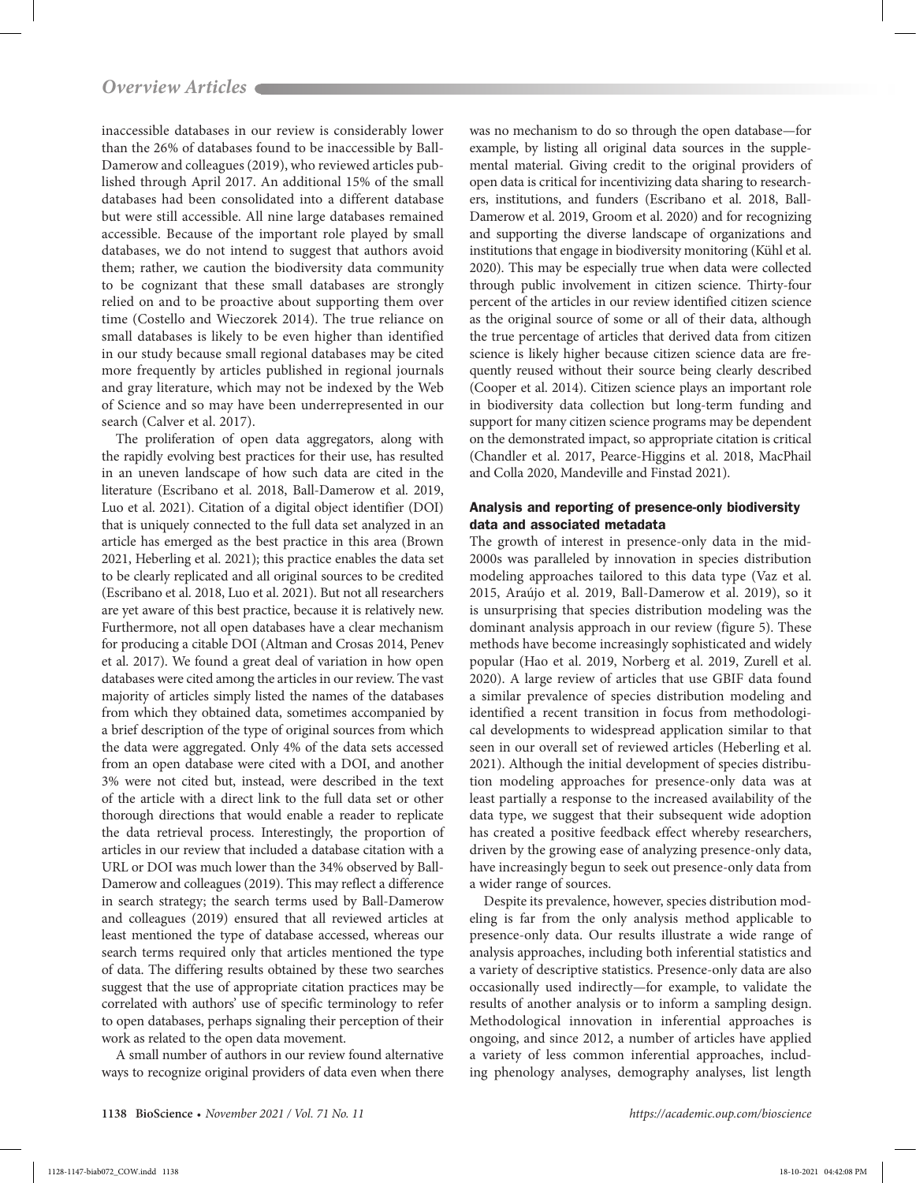inaccessible databases in our review is considerably lower than the 26% of databases found to be inaccessible by Ball-Damerow and colleagues (2019), who reviewed articles published through April 2017. An additional 15% of the small databases had been consolidated into a different database but were still accessible. All nine large databases remained accessible. Because of the important role played by small databases, we do not intend to suggest that authors avoid them; rather, we caution the biodiversity data community to be cognizant that these small databases are strongly relied on and to be proactive about supporting them over time (Costello and Wieczorek 2014). The true reliance on small databases is likely to be even higher than identified in our study because small regional databases may be cited more frequently by articles published in regional journals and gray literature, which may not be indexed by the Web of Science and so may have been underrepresented in our search (Calver et al. 2017).

The proliferation of open data aggregators, along with the rapidly evolving best practices for their use, has resulted in an uneven landscape of how such data are cited in the literature (Escribano et al. 2018, Ball-Damerow et al. 2019, Luo et al. 2021). Citation of a digital object identifier (DOI) that is uniquely connected to the full data set analyzed in an article has emerged as the best practice in this area (Brown 2021, Heberling et al. 2021); this practice enables the data set to be clearly replicated and all original sources to be credited (Escribano et al. 2018, Luo et al. 2021). But not all researchers are yet aware of this best practice, because it is relatively new. Furthermore, not all open databases have a clear mechanism for producing a citable DOI (Altman and Crosas 2014, Penev et al. 2017). We found a great deal of variation in how open databases were cited among the articles in our review. The vast majority of articles simply listed the names of the databases from which they obtained data, sometimes accompanied by a brief description of the type of original sources from which the data were aggregated. Only 4% of the data sets accessed from an open database were cited with a DOI, and another 3% were not cited but, instead, were described in the text of the article with a direct link to the full data set or other thorough directions that would enable a reader to replicate the data retrieval process. Interestingly, the proportion of articles in our review that included a database citation with a URL or DOI was much lower than the 34% observed by Ball-Damerow and colleagues (2019). This may reflect a difference in search strategy; the search terms used by Ball-Damerow and colleagues (2019) ensured that all reviewed articles at least mentioned the type of database accessed, whereas our search terms required only that articles mentioned the type of data. The differing results obtained by these two searches suggest that the use of appropriate citation practices may be correlated with authors' use of specific terminology to refer to open databases, perhaps signaling their perception of their work as related to the open data movement.

A small number of authors in our review found alternative ways to recognize original providers of data even when there was no mechanism to do so through the open database—for example, by listing all original data sources in the supplemental material. Giving credit to the original providers of open data is critical for incentivizing data sharing to researchers, institutions, and funders (Escribano et al. 2018, Ball-Damerow et al. 2019, Groom et al. 2020) and for recognizing and supporting the diverse landscape of organizations and institutions that engage in biodiversity monitoring (Kühl et al. 2020). This may be especially true when data were collected through public involvement in citizen science. Thirty-four percent of the articles in our review identified citizen science as the original source of some or all of their data, although the true percentage of articles that derived data from citizen science is likely higher because citizen science data are frequently reused without their source being clearly described (Cooper et al. 2014). Citizen science plays an important role in biodiversity data collection but long-term funding and support for many citizen science programs may be dependent on the demonstrated impact, so appropriate citation is critical (Chandler et al. 2017, Pearce-Higgins et al. 2018, MacPhail and Colla 2020, Mandeville and Finstad 2021).

### Analysis and reporting of presence-only biodiversity data and associated metadata

The growth of interest in presence-only data in the mid-2000s was paralleled by innovation in species distribution modeling approaches tailored to this data type (Vaz et al. 2015, Araújo et al. 2019, Ball-Damerow et al. 2019), so it is unsurprising that species distribution modeling was the dominant analysis approach in our review (figure 5). These methods have become increasingly sophisticated and widely popular (Hao et al. 2019, Norberg et al. 2019, Zurell et al. 2020). A large review of articles that use GBIF data found a similar prevalence of species distribution modeling and identified a recent transition in focus from methodological developments to widespread application similar to that seen in our overall set of reviewed articles (Heberling et al. 2021). Although the initial development of species distribution modeling approaches for presence-only data was at least partially a response to the increased availability of the data type, we suggest that their subsequent wide adoption has created a positive feedback effect whereby researchers, driven by the growing ease of analyzing presence-only data, have increasingly begun to seek out presence-only data from a wider range of sources.

Despite its prevalence, however, species distribution modeling is far from the only analysis method applicable to presence-only data. Our results illustrate a wide range of analysis approaches, including both inferential statistics and a variety of descriptive statistics. Presence-only data are also occasionally used indirectly—for example, to validate the results of another analysis or to inform a sampling design. Methodological innovation in inferential approaches is ongoing, and since 2012, a number of articles have applied a variety of less common inferential approaches, including phenology analyses, demography analyses, list length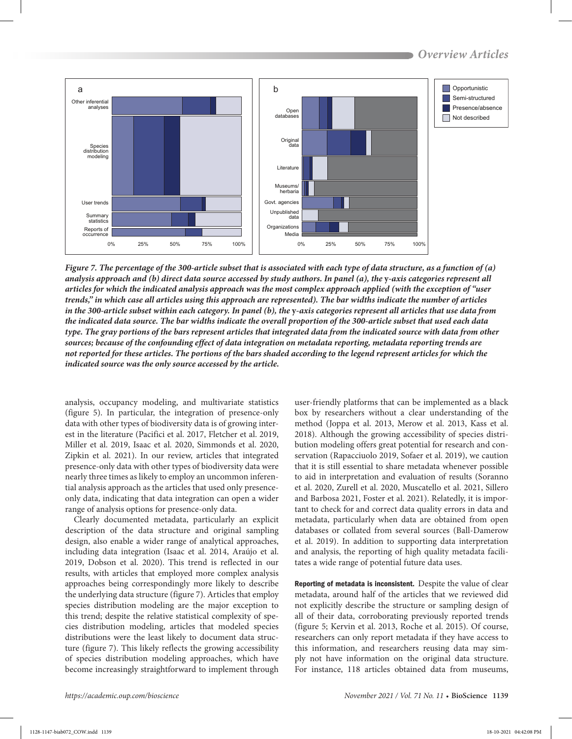Figure 7. The percentage of the 300-article subset that is associated with each type of data structure, as a function of (a) analysis approach and (b) direct data source accessed by study authors. In panel (a), the y-axis categories represent all articles for which the indicated analysis approach was the most complex approach applied (with the exception of "user trends," in which case all articles using this approach are represented). The bar widths indicate the number of articles in the 300-article subset within each category. In panel (b), the y-axis categories represent all articles that use data from the indicated data source. The bar widths indicate the overall proportion of the 300-article subset that used each data type. The gray portions of the bars represent articles that integrated data from the indicated source with data from other sources; because of the confounding effect of data integration on metadata reporting, metadata reporting trends are not reported for these articles. The portions of the bars shaded according to the legend represent articles for which the indicated source was the only source accessed by the article.

analysis, occupancy modeling, and multivariate statistics (figure 5). In particular, the integration of presence-only data with other types of biodiversity data is of growing interest in the literature (Pacifici et al. 2017, Fletcher et al. 2019, Miller et al. 2019, Isaac et al. 2020, Simmonds et al. 2020, Zipkin et al. 2021). In our review, articles that integrated presence-only data with other types of biodiversity data were nearly three times as likely to employ an uncommon inferential analysis approach as the articles that used only presence-only data, indicating that data integration can open a wider range of analysis options for presence-only data.

Clearly documented metadata, particularly an explicit description of the data structure and original sampling design, also enable a wider range of analytical approaches, including data integration (Isaac et al. 2014, Araújo et al. 2019, Dobson et al. 2020). This trend is reflected in our results, with articles that employed more complex analysis approaches being correspondingly more likely to describe the underlying data structure (figure 7). Articles that employ species distribution modeling are the major exception to this trend; despite the relative statistical complexity of species distribution modeling, articles that modeled species distributions were the least likely to document data structure (figure 7). This likely reflects the growing accessibility of species distribution modeling approaches, which have become increasingly straightforward to implement through user-friendly platforms that can be implemented as a black box by researchers without a clear understanding of the method (Joppa et al. 2013, Merow et al. 2013, Kass et al. 2018). Although the growing accessibility of species distribution modeling offers great potential for research and conservation (Rapacciuolo 2019, Sofaer et al. 2019), we caution that it is still essential to share metadata whenever possible to aid in interpretation and evaluation of results (Soranno et al. 2020, Zurell et al. 2020, Muscatello et al. 2021, Sillero and Barbosa 2021, Foster et al. 2021). Relatedly, it is important to check for and correct data quality errors in data and metadata, particularly when data are obtained from open databases or collated from several sources (Ball-Damerow et al. 2019). In addition to supporting data interpretation and analysis, the reporting of high quality metadata facilitates a wide range of potential future data uses.

**Reporting of metadata is inconsistent.** Despite the value of clear metadata, around half of the articles that we reviewed did not explicitly describe the structure or sampling design of all of their data, corroborating previously reported trends (figure 5; Kervin et al. 2013, Roche et al. 2015). Of course, researchers can only report metadata if they have access to this information, and researchers reusing data may simply not have information on the original data structure. For instance, 118 articles obtained data from museums,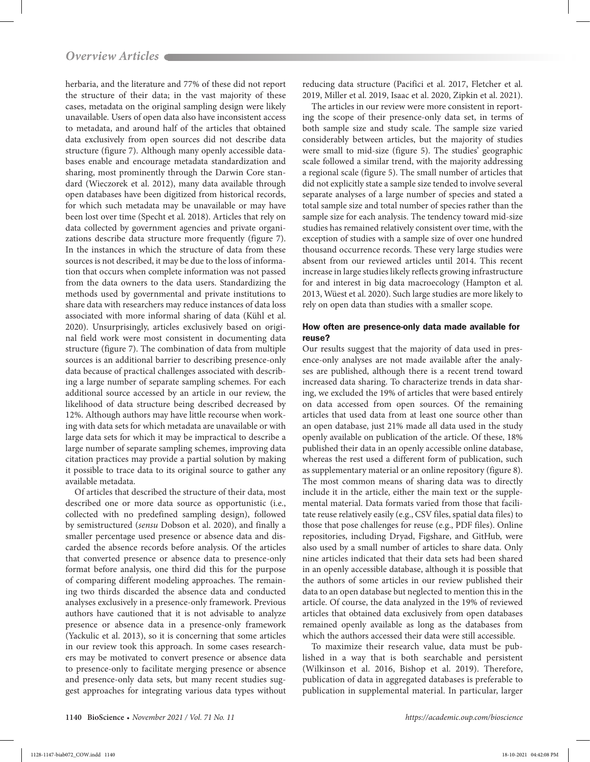herbaria, and the literature and 77% of these did not report the structure of their data; in the vast majority of these cases, metadata on the original sampling design were likely unavailable. Users of open data also have inconsistent access to metadata, and around half of the articles that obtained data exclusively from open sources did not describe data structure (figure 7). Although many openly accessible databases enable and encourage metadata standardization and sharing, most prominently through the Darwin Core standard (Wieczorek et al. 2012), many data available through open databases have been digitized from historical records, for which such metadata may be unavailable or may have been lost over time (Specht et al. 2018). Articles that rely on data collected by government agencies and private organizations describe data structure more frequently (figure 7). In the instances in which the structure of data from these sources is not described, it may be due to the loss of information that occurs when complete information was not passed from the data owners to the data users. Standardizing the methods used by governmental and private institutions to share data with researchers may reduce instances of data loss associated with more informal sharing of data (Kühl et al. 2020). Unsurprisingly, articles exclusively based on original field work were most consistent in documenting data structure (figure 7). The combination of data from multiple sources is an additional barrier to describing presence-only data because of practical challenges associated with describing a large number of separate sampling schemes. For each additional source accessed by an article in our review, the likelihood of data structure being described decreased by 12%. Although authors may have little recourse when working with data sets for which metadata are unavailable or with large data sets for which it may be impractical to describe a large number of separate sampling schemes, improving data citation practices may provide a partial solution by making it possible to trace data to its original source to gather any available metadata.

Of articles that described the structure of their data, most described one or more data source as opportunistic (i.e., collected with no predefined sampling design), followed by semistructured (*sensu* Dobson et al. 2020), and finally a smaller percentage used presence or absence data and discarded the absence records before analysis. Of the articles that converted presence or absence data to presence-only format before analysis, one third did this for the purpose of comparing different modeling approaches. The remaining two thirds discarded the absence data and conducted analyses exclusively in a presence-only framework. Previous authors have cautioned that it is not advisable to analyze presence or absence data in a presence-only framework (Yackulic et al. 2013), so it is concerning that some articles in our review took this approach. In some cases researchers may be motivated to convert presence or absence data to presence-only to facilitate merging presence or absence and presence-only data sets, but many recent studies suggest approaches for integrating various data types without reducing data structure (Pacifici et al. 2017, Fletcher et al. 2019, Miller et al. 2019, Isaac et al. 2020, Zipkin et al. 2021).

The articles in our review were more consistent in reporting the scope of their presence-only data set, in terms of both sample size and study scale. The sample size varied considerably between articles, but the majority of studies were small to mid-size (figure 5). The studies' geographic scale followed a similar trend, with the majority addressing a regional scale (figure 5). The small number of articles that did not explicitly state a sample size tended to involve several separate analyses of a large number of species and stated a total sample size and total number of species rather than the sample size for each analysis. The tendency toward mid-size studies has remained relatively consistent over time, with the exception of studies with a sample size of over one hundred thousand occurrence records. These very large studies were absent from our reviewed articles until 2014. This recent increase in large studies likely reflects growing infrastructure for and interest in big data macroecology (Hampton et al. 2013, Wüest et al. 2020). Such large studies are more likely to rely on open data than studies with a smaller scope.

### How often are presence-only data made available for reuse?

Our results suggest that the majority of data used in presence-only analyses are not made available after the analyses are published, although there is a recent trend toward increased data sharing. To characterize trends in data sharing, we excluded the 19% of articles that were based entirely on data accessed from open sources. Of the remaining articles that used data from at least one source other than an open database, just 21% made all data used in the study openly available on publication of the article. Of these, 18% published their data in an openly accessible online database, whereas the rest used a different form of publication, such as supplementary material or an online repository (figure 8). The most common means of sharing data was to directly include it in the article, either the main text or the supplemental material. Data formats varied from those that facilitate reuse relatively easily (e.g., CSV files, spatial data files) to those that pose challenges for reuse (e.g., PDF files). Online repositories, including Dryad, Figshare, and GitHub, were also used by a small number of articles to share data. Only nine articles indicated that their data sets had been shared in an openly accessible database, although it is possible that the authors of some articles in our review published their data to an open database but neglected to mention this in the article. Of course, the data analyzed in the 19% of reviewed articles that obtained data exclusively from open databases remained openly available as long as the databases from which the authors accessed their data were still accessible.

To maximize their research value, data must be published in a way that is both searchable and persistent (Wilkinson et al. 2016, Bishop et al. 2019). Therefore, publication of data in aggregated databases is preferable to publication in supplemental material. In particular, larger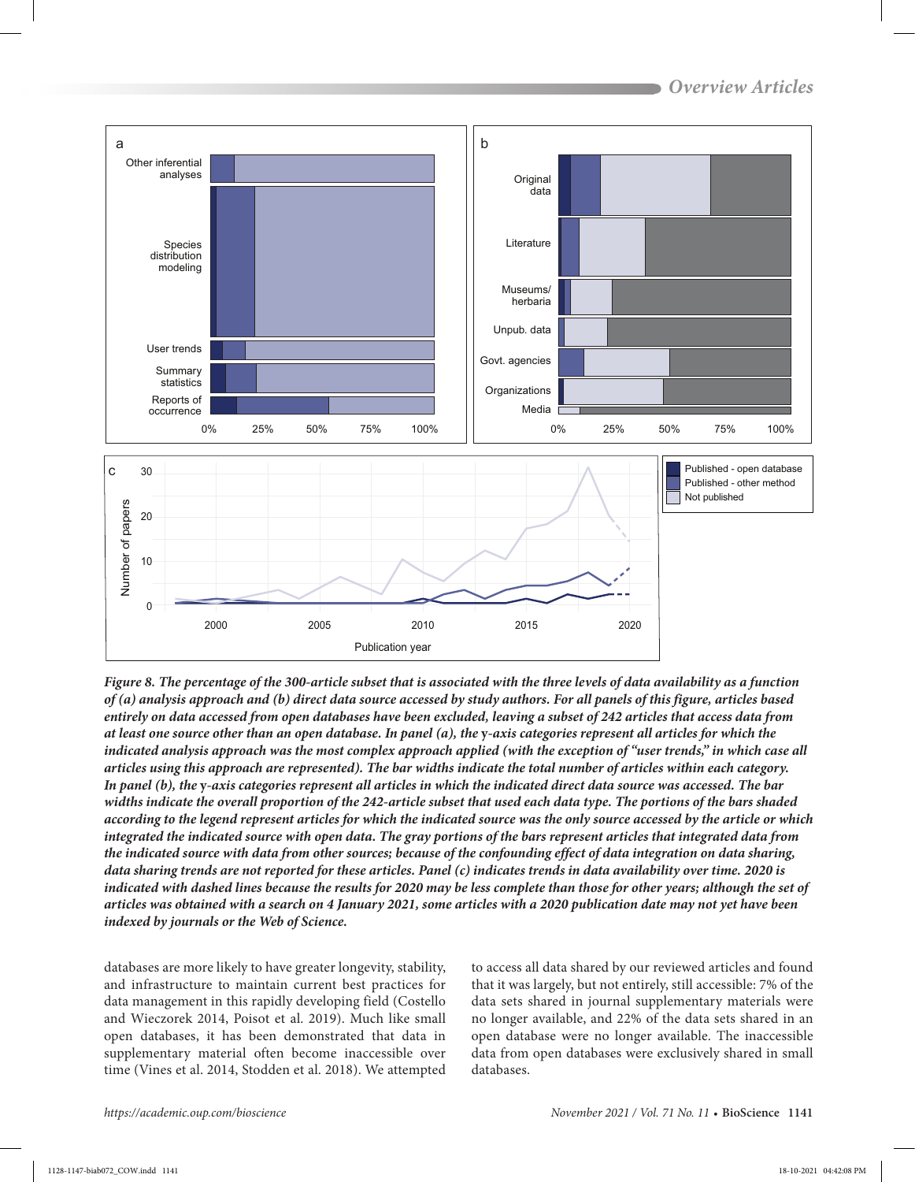*Figure 8. The percentage of the 300-article subset that is associated with the three levels of data availability as a function of (a) analysis approach and (b) direct data source accessed by study authors. For all panels of this figure, articles based entirely on data accessed from open databases have been excluded, leaving a subset of 242 articles that access data from at least one source other than an open database. In panel (a), the y-axis categories represent all articles for which the indicated analysis approach was the most complex approach applied (with the exception of "user trends," in which case all articles using this approach are represented). The bar widths indicate the total number of articles within each category. In panel (b), the y-axis categories represent all articles in which the indicated direct data source was accessed. The bar widths indicate the overall proportion of the 242-article subset that used each data type. The portions of the bars shaded according to the legend represent articles for which the indicated source was the only source accessed by the article or which integrated the indicated source with open data. The gray portions of the bars represent articles that integrated data from the indicated source with data from other sources; because of the confounding effect of data integration on data sharing, data sharing trends are not reported for these articles. Panel (c) indicates trends in data availability over time. 2020 is indicated with dashed lines because the results for 2020 may be less complete than those for other years; although the set of articles was obtained with a search on 4 January 2021, some articles with a 2020 publication date may not yet have been indexed by journals or the Web of Science.*

databases are more likely to have greater longevity, stability, and infrastructure to maintain current best practices for data management in this rapidly developing field (Costello and Wieczorek 2014, Poisot et al. 2019). Much like small open databases, it has been demonstrated that data in supplementary material often become inaccessible over time (Vines et al. 2014, Stodden et al. 2018). We attempted to access all data shared by our reviewed articles and found that it was largely, but not entirely, still accessible: 7% of the data sets shared in journal supplementary materials were no longer available, and 22% of the data sets shared in an open database were no longer available. The inaccessible data from open databases were exclusively shared in small databases.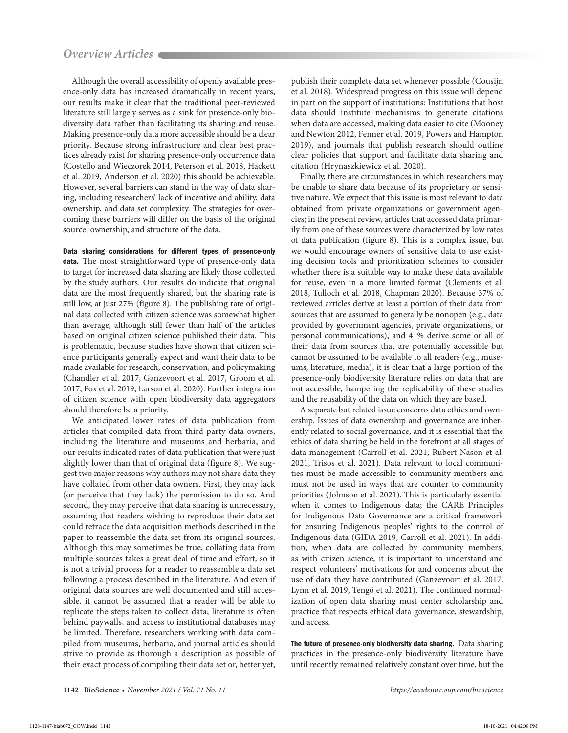Although the overall accessibility of openly available presence-only data has increased dramatically in recent years, our results make it clear that the traditional peer-reviewed literature still largely serves as a sink for presence-only biodiversity data rather than facilitating its sharing and reuse. Making presence-only data more accessible should be a clear priority. Because strong infrastructure and clear best practices already exist for sharing presence-only occurrence data (Costello and Wieczorek 2014, Peterson et al. 2018, Hackett et al. 2019, Anderson et al. 2020) this should be achievable. However, several barriers can stand in the way of data sharing, including researchers' lack of incentive and ability, data ownership, and data set complexity. The strategies for overcoming these barriers will differ on the basis of the original source, ownership, and structure of the data.

**Data sharing considerations for different types of presence-only data.** The most straightforward type of presence-only data to target for increased data sharing are likely those collected by the study authors. Our results do indicate that original data are the most frequently shared, but the sharing rate is still low, at just 27% (figure 8). The publishing rate of original data collected with citizen science was somewhat higher than average, although still fewer than half of the articles based on original citizen science published their data. This is problematic, because studies have shown that citizen science participants generally expect and want their data to be made available for research, conservation, and policymaking (Chandler et al. 2017, Ganzevoort et al. 2017, Groom et al. 2017, Fox et al. 2019, Larson et al. 2020). Further integration of citizen science with open biodiversity data aggregators should therefore be a priority.

We anticipated lower rates of data publication from articles that compiled data from third party data owners, including the literature and museums and herbaria, and our results indicated rates of data publication that were just slightly lower than that of original data (figure 8). We suggest two major reasons why authors may not share data they have collated from other data owners. First, they may lack (or perceive that they lack) the permission to do so. And second, they may perceive that data sharing is unnecessary, assuming that readers wishing to reproduce their data set could retrace the data acquisition methods described in the paper to reassemble the data set from its original sources. Although this may sometimes be true, collating data from multiple sources takes a great deal of time and effort, so it is not a trivial process for a reader to reassemble a data set following a process described in the literature. And even if original data sources are well documented and still accessible, it cannot be assumed that a reader will be able to replicate the steps taken to collect data; literature is often behind paywalls, and access to institutional databases may be limited. Therefore, researchers working with data compiled from museums, herbaria, and journal articles should strive to provide as thorough a description as possible of their exact process of compiling their data set or, better yet, publish their complete data set whenever possible (Cousijn et al. 2018). Widespread progress on this issue will depend in part on the support of institutions: Institutions that host data should institute mechanisms to generate citations when data are accessed, making data easier to cite (Mooney and Newton 2012, Fenner et al. 2019, Powers and Hampton 2019), and journals that publish research should outline clear policies that support and facilitate data sharing and citation (Hrynaszkiewicz et al. 2020).

Finally, there are circumstances in which researchers may be unable to share data because of its proprietary or sensitive nature. We expect that this issue is most relevant to data obtained from private organizations or government agencies; in the present review, articles that accessed data primarily from one of these sources were characterized by low rates of data publication (figure 8). This is a complex issue, but we would encourage owners of sensitive data to use existing decision tools and prioritization schemes to consider whether there is a suitable way to make these data available for reuse, even in a more limited format (Clements et al. 2018, Tulloch et al. 2018, Chapman 2020). Because 37% of reviewed articles derive at least a portion of their data from sources that are assumed to generally be nonopen (e.g., data provided by government agencies, private organizations, or personal communications), and 41% derive some or all of their data from sources that are potentially accessible but cannot be assumed to be available to all readers (e.g., museums, literature, media), it is clear that a large portion of the presence-only biodiversity literature relies on data that are not accessible, hampering the replicability of these studies and the reusability of the data on which they are based.

A separate but related issue concerns data ethics and ownership. Issues of data ownership and governance are inherently related to social governance, and it is essential that the ethics of data sharing be held in the forefront at all stages of data management (Carroll et al. 2021, Rubert-Nason et al. 2021, Trisos et al. 2021). Data relevant to local communities must be made accessible to community members and must not be used in ways that are counter to community priorities (Johnson et al. 2021). This is particularly essential when it comes to Indigenous data; the CARE Principles for Indigenous Data Governance are a critical framework for ensuring Indigenous peoples' rights to the control of Indigenous data (GIDA 2019, Carroll et al. 2021). In addition, when data are collected by community members, as with citizen science, it is important to understand and respect volunteers' motivations for and concerns about the use of data they have contributed (Ganzevoort et al. 2017, Lynn et al. 2019, Tengö et al. 2021). The continued normalization of open data sharing must center scholarship and practice that respects ethical data governance, stewardship, and access.

**The future of presence-only biodiversity data sharing.** Data sharing practices in the presence-only biodiversity literature have until recently remained relatively constant over time, but the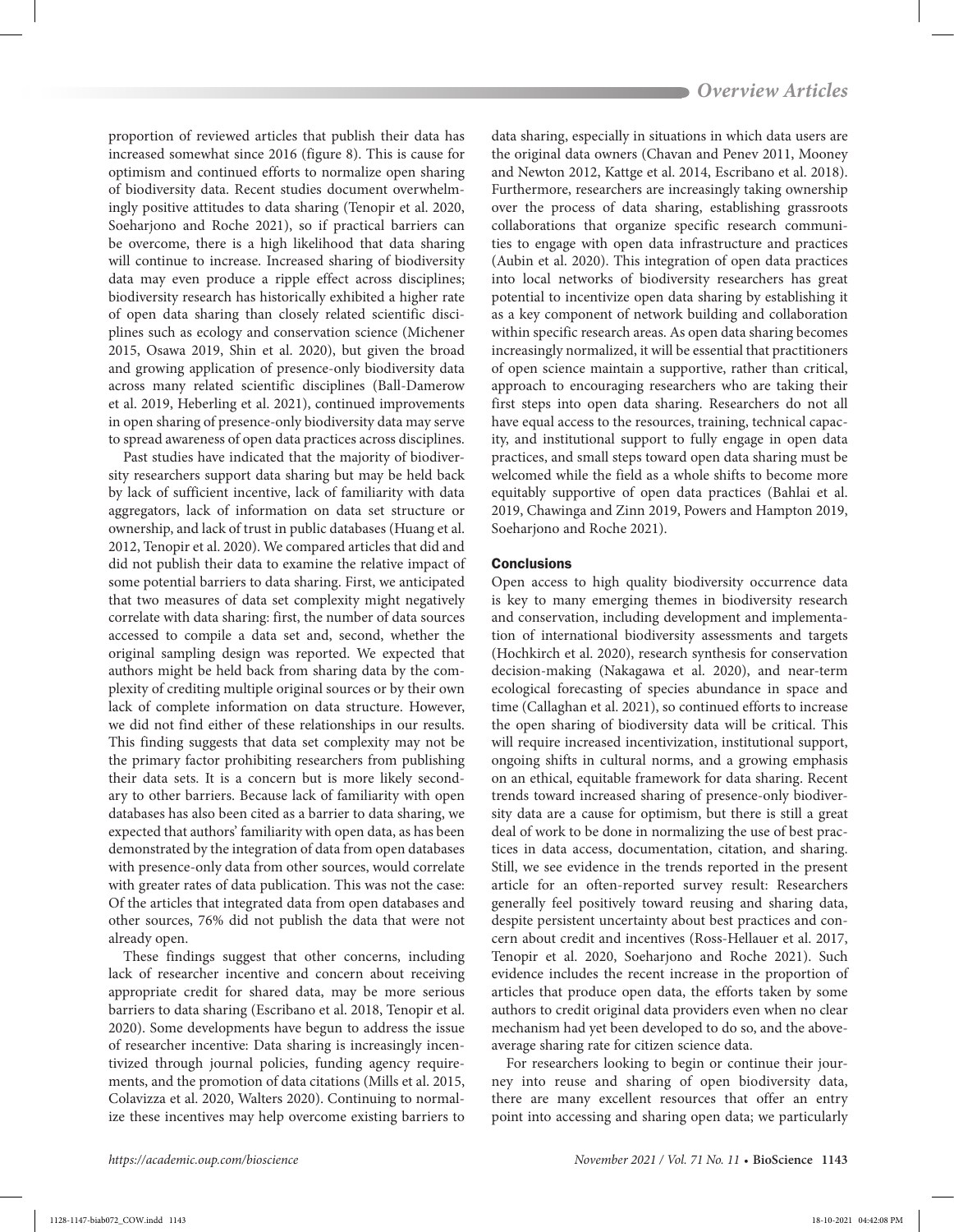proportion of reviewed articles that publish their data has increased somewhat since 2016 (figure 8). This is cause for optimism and continued efforts to normalize open sharing of biodiversity data. Recent studies document overwhelmingly positive attitudes to data sharing (Tenopir et al. 2020, Soeharjono and Roche 2021), so if practical barriers can be overcome, there is a high likelihood that data sharing will continue to increase. Increased sharing of biodiversity data may even produce a ripple effect across disciplines; biodiversity research has historically exhibited a higher rate of open data sharing than closely related scientific disciplines such as ecology and conservation science (Michener 2015, Osawa 2019, Shin et al. 2020), but given the broad and growing application of presence-only biodiversity data across many related scientific disciplines (Ball-Damerow et al. 2019, Heberling et al. 2021), continued improvements in open sharing of presence-only biodiversity data may serve to spread awareness of open data practices across disciplines.

Past studies have indicated that the majority of biodiversity researchers support data sharing but may be held back by lack of sufficient incentive, lack of familiarity with data aggregators, lack of information on data set structure or ownership, and lack of trust in public databases (Huang et al. 2012, Tenopir et al. 2020). We compared articles that did and did not publish their data to examine the relative impact of some potential barriers to data sharing. First, we anticipated that two measures of data set complexity might negatively correlate with data sharing: first, the number of data sources accessed to compile a data set and, second, whether the original sampling design was reported. We expected that authors might be held back from sharing data by the complexity of crediting multiple original sources or by their own lack of complete information on data structure. However, we did not find either of these relationships in our results. This finding suggests that data set complexity may not be the primary factor prohibiting researchers from publishing their data sets. It is a concern but is more likely secondary to other barriers. Because lack of familiarity with open databases has also been cited as a barrier to data sharing, we expected that authors' familiarity with open data, as has been demonstrated by the integration of data from open databases with presence-only data from other sources, would correlate with greater rates of data publication. This was not the case: Of the articles that integrated data from open databases and other sources, 76% did not publish the data that were not already open.

These findings suggest that other concerns, including lack of researcher incentive and concern about receiving appropriate credit for shared data, may be more serious barriers to data sharing (Escribano et al. 2018, Tenopir et al. 2020). Some developments have begun to address the issue of researcher incentive: Data sharing is increasingly incentivized through journal policies, funding agency requirements, and the promotion of data citations (Mills et al. 2015, Colavizza et al. 2020, Walters 2020). Continuing to normalize these incentives may help overcome existing barriers to data sharing, especially in situations in which data users are the original data owners (Chavan and Penev 2011, Mooney and Newton 2012, Kattge et al. 2014, Escribano et al. 2018). Furthermore, researchers are increasingly taking ownership over the process of data sharing, establishing grassroots collaborations that organize specific research communities to engage with open data infrastructure and practices (Aubin et al. 2020). This integration of open data practices into local networks of biodiversity researchers has great potential to incentivize open data sharing by establishing it as a key component of network building and collaboration within specific research areas. As open data sharing becomes increasingly normalized, it will be essential that practitioners of open science maintain a supportive, rather than critical, approach to encouraging researchers who are taking their first steps into open data sharing. Researchers do not all have equal access to the resources, training, technical capacity, and institutional support to fully engage in open data practices, and small steps toward open data sharing must be welcomed while the field as a whole shifts to become more equitably supportive of open data practices (Bahlai et al. 2019, Chawinga and Zinn 2019, Powers and Hampton 2019, Soeharjono and Roche 2021).

## Conclusions

Open access to high quality biodiversity occurrence data is key to many emerging themes in biodiversity research and conservation, including development and implementation of international biodiversity assessments and targets (Hochkirch et al. 2020), research synthesis for conservation decision-making (Nakagawa et al. 2020), and near-term ecological forecasting of species abundance in space and time (Callaghan et al. 2021), so continued efforts to increase the open sharing of biodiversity data will be critical. This will require increased incentivization, institutional support, ongoing shifts in cultural norms, and a growing emphasis on an ethical, equitable framework for data sharing. Recent trends toward increased sharing of presence-only biodiversity data are a cause for optimism, but there is still a great deal of work to be done in normalizing the use of best practices in data access, documentation, citation, and sharing. Still, we see evidence in the trends reported in the present article for an often-reported survey result: Researchers generally feel positively toward reusing and sharing data, despite persistent uncertainty about best practices and concern about credit and incentives (Ross-Hellauer et al. 2017, Tenopir et al. 2020, Soeharjono and Roche 2021). Such evidence includes the recent increase in the proportion of articles that produce open data, the efforts taken by some authors to credit original data providers even when no clear mechanism had yet been developed to do so, and the above-average sharing rate for citizen science data.

For researchers looking to begin or continue their journey into reuse and sharing of open biodiversity data, there are many excellent resources that offer an entry point into accessing and sharing open data; we particularly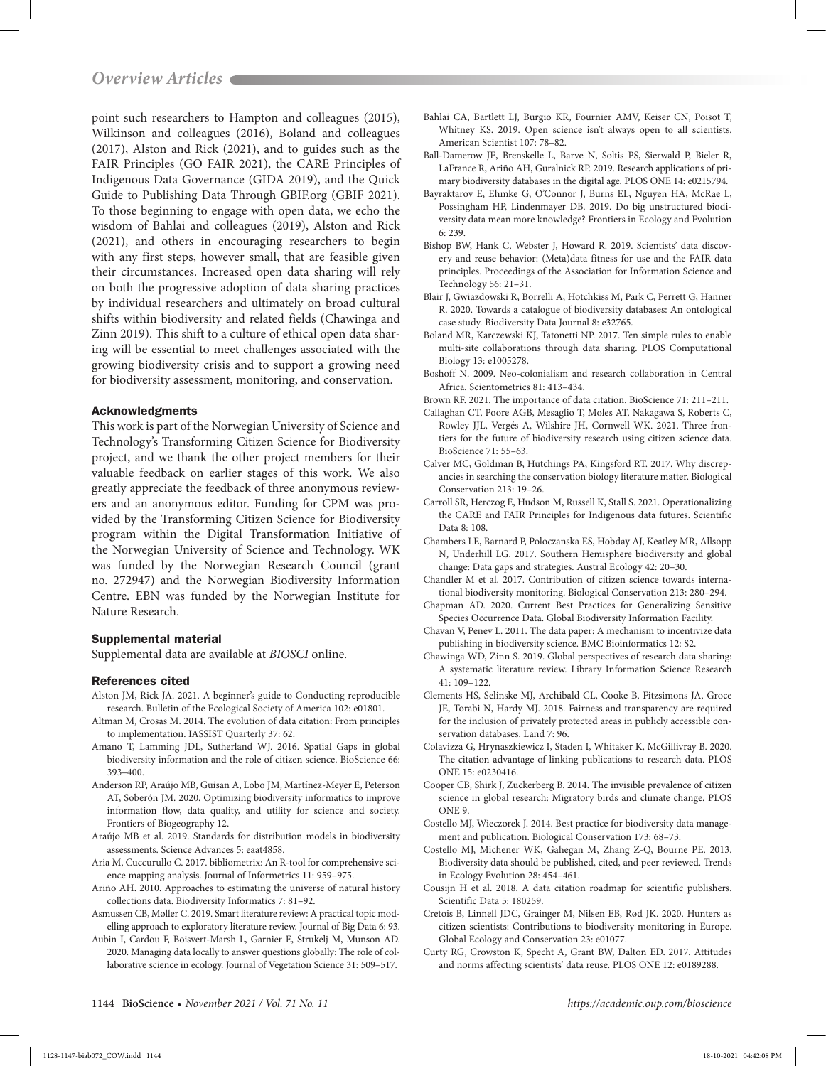point such researchers to Hampton and colleagues (2015), Wilkinson and colleagues (2016), Boland and colleagues (2017), Alston and Rick (2021), and to guides such as the FAIR Principles (GO FAIR 2021), the CARE Principles of Indigenous Data Governance (GIDA 2019), and the Quick Guide to Publishing Data Through GBIF.org (GBIF 2021). To those beginning to engage with open data, we echo the wisdom of Bahlai and colleagues (2019), Alston and Rick (2021), and others in encouraging researchers to begin with any first steps, however small, that are feasible given their circumstances. Increased open data sharing will rely on both the progressive adoption of data sharing practices by individual researchers and ultimately on broad cultural shifts within biodiversity and related fields (Chawinga and Zinn 2019). This shift to a culture of ethical open data sharing will be essential to meet challenges associated with the growing biodiversity crisis and to support a growing need for biodiversity assessment, monitoring, and conservation.

### Acknowledgments

This work is part of the Norwegian University of Science and Technology's Transforming Citizen Science for Biodiversity project, and we thank the other project members for their valuable feedback on earlier stages of this work. We also greatly appreciate the feedback of three anonymous reviewers and an anonymous editor. Funding for CPM was provided by the Transforming Citizen Science for Biodiversity program within the Digital Transformation Initiative of the Norwegian University of Science and Technology. WK was funded by the Norwegian Research Council (grant no. 272947) and the Norwegian Biodiversity Information Centre. EBN was funded by the Norwegian Institute for Nature Research.

### Supplemental material

Supplemental data are available at *BIOSCI* online.

### References cited

Alston JM, Rick JA. 2021. A beginner's guide to Conducting reproducible research. Bulletin of the Ecological Society of America 102: e01801.

Altman M, Crosas M. 2014. The evolution of data citation: From principles to implementation. IASSIST Quarterly 37: 62.

Amano T, Lamming JDL, Sutherland WJ. 2016. Spatial Gaps in global biodiversity information and the role of citizen science. BioScience 66: 393–400.

Anderson RP, Araújo MB, Guisan A, Lobo JM, Martínez-Meyer E, Peterson AT, Soberón JM. 2020. Optimizing biodiversity informatics to improve information flow, data quality, and utility for science and society. Frontiers of Biogeography 12.

Araújo MB et al. 2019. Standards for distribution models in biodiversity assessments. Science Advances 5: eaat4858.

Aria M, Cuccurullo C. 2017. bibliometrix: An R-tool for comprehensive science mapping analysis. Journal of Informetrics 11: 959–975.

Ariño AH. 2010. Approaches to estimating the universe of natural history collections data. Biodiversity Informatics 7: 81–92.

Asmussen CB, Møller C. 2019. Smart literature review: A practical topic modelling approach to exploratory literature review. Journal of Big Data 6: 93.

Aubin I, Cardou F, Boisvert-Marsh L, Garnier E, Strukelj M, Munson AD. 2020. Managing data locally to answer questions globally: The role of collaborative science in ecology. Journal of Vegetation Science 31: 509–517.

Bahlai CA, Bartlett LJ, Burgio KR, Fournier AMV, Keiser CN, Poisot T, Whitney KS. 2019. Open science isn't always open to all scientists. American Scientist 107: 78–82.

Ball-Damerow JE, Brenskelle L, Barve N, Soltis PS, Sierwald P, Bieler R, LaFrance R, Ariño AH, Guralnick RP. 2019. Research applications of primary biodiversity databases in the digital age. PLOS ONE 14: e0215794.

Bayraktarov E, Ehmke G, O'Connor J, Burns EL, Nguyen HA, McRae L, Possingham HP, Lindenmayer DB. 2019. Do big unstructured biodiversity data mean more knowledge? Frontiers in Ecology and Evolution 6: 239.

Bishop BW, Hank C, Webster J, Howard R. 2019. Scientists' data discovery and reuse behavior: (Meta)data fitness for use and the FAIR data principles. Proceedings of the Association for Information Science and Technology 56: 21–31.

Blair J, Gwiazdowski R, Borrelli A, Hotchkiss M, Park C, Perrett G, Hanner R. 2020. Towards a catalogue of biodiversity databases: An ontological case study. Biodiversity Data Journal 8: e32765.

Boland MR, Karczewski KJ, Tatonetti NP. 2017. Ten simple rules to enable multi-site collaborations through data sharing. PLOS Computational Biology 13: e1005278.

Boshoff N. 2009. Neo-colonialism and research collaboration in Central Africa. Scientometrics 81: 413–434.

Brown RF. 2021. The importance of data citation. BioScience 71: 211–211.

Callaghan CT, Poore AGB, Mesaglio T, Moles AT, Nakagawa S, Roberts C, Rowley JJL, Vergés A, Wilshire JH, Cornwell WK. 2021. Three frontiers for the future of biodiversity research using citizen science data. BioScience 71: 55–63.

Calver MC, Goldman B, Hutchings PA, Kingsford RT. 2017. Why discrepancies in searching the conservation biology literature matter. Biological Conservation 213: 19–26.

Carroll SR, Herczog E, Hudson M, Russell K, Stall S. 2021. Operationalizing the CARE and FAIR Principles for Indigenous data futures. Scientific Data 8: 108.

Chambers LE, Barnard P, Poloczanska ES, Hobday AJ, Keatley MR, Allsopp N, Underhill LG. 2017. Southern Hemisphere biodiversity and global change: Data gaps and strategies. Austral Ecology 42: 20–30.

Chandler M et al. 2017. Contribution of citizen science towards international biodiversity monitoring. Biological Conservation 213: 280–294.

Chapman AD. 2020. Current Best Practices for Generalizing Sensitive Species Occurrence Data. Global Biodiversity Information Facility.

Chavan V, Penev L. 2011. The data paper: A mechanism to incentivize data publishing in biodiversity science. BMC Bioinformatics 12: S2.

Chawinga WD, Zinn S. 2019. Global perspectives of research data sharing: A systematic literature review. Library Information Science Research 41: 109–122.

Clements HS, Selinske MJ, Archibald CL, Cooke B, Fitzsimons JA, Groce JE, Torabi N, Hardy MJ. 2018. Fairness and transparency are required for the inclusion of privately protected areas in publicly accessible conservation databases. Land 7: 96.

Colavizza G, Hrynaszkiewicz I, Staden I, Whitaker K, McGillivray B. 2020. The citation advantage of linking publications to research data. PLOS ONE 15: e0230416.

Cooper CB, Shirk J, Zuckerberg B. 2014. The invisible prevalence of citizen science in global research: Migratory birds and climate change. PLOS ONE 9.

Costello MJ, Wieczorek J. 2014. Best practice for biodiversity data management and publication. Biological Conservation 173: 68–73.

Costello MJ, Michener WK, Gahegan M, Zhang Z-Q, Bourne PE. 2013. Biodiversity data should be published, cited, and peer reviewed. Trends in Ecology Evolution 28: 454–461.

Cousijn H et al. 2018. A data citation roadmap for scientific publishers. Scientific Data 5: 180259.

Cretois B, Linnell JDC, Grainger M, Nilsen EB, Rød JK. 2020. Hunters as citizen scientists: Contributions to biodiversity monitoring in Europe. Global Ecology and Conservation 23: e01077.

Curty RG, Crowston K, Specht A, Grant BW, Dalton ED. 2017. Attitudes and norms affecting scientists' data reuse. PLOS ONE 12: e0189288.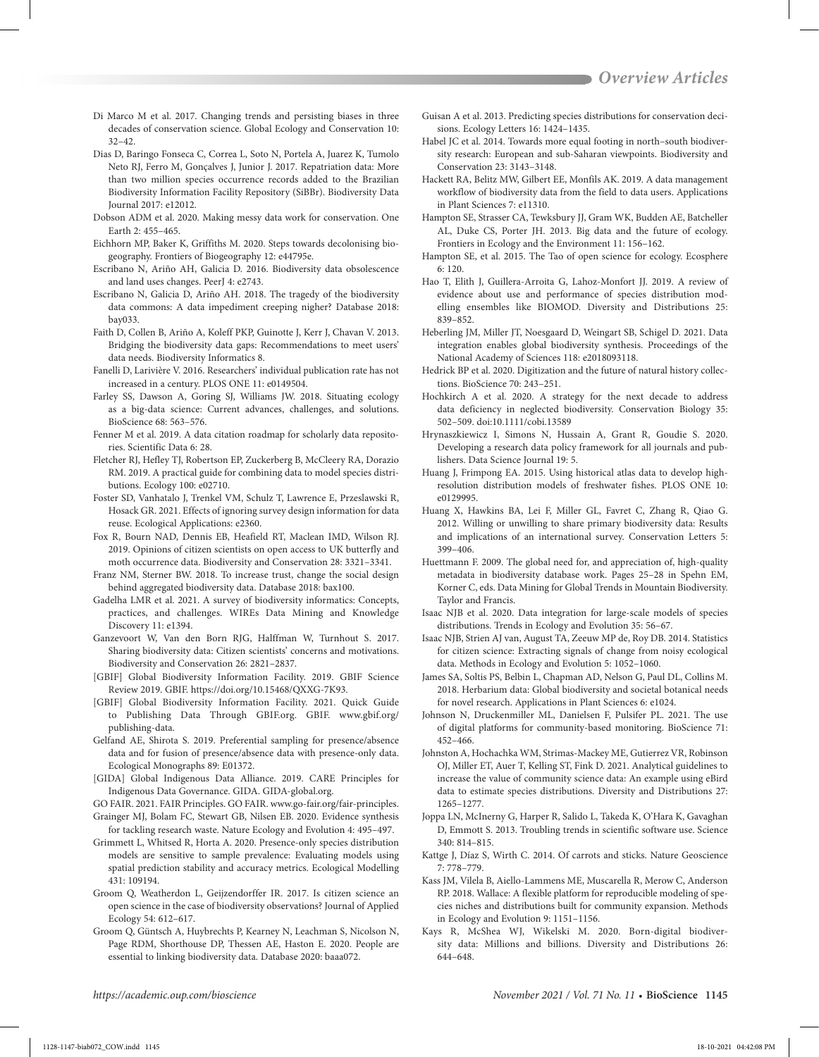Di Marco M et al. 2017. Changing trends and persisting biases in three decades of conservation science. Global Ecology and Conservation 10: 32–42.

Dias D, Baringo Fonseca C, Correa L, Soto N, Portela A, Juarez K, Tumolo Neto RJ, Ferro M, Gonçalves J, Junior J. 2017. Repatriation data: More than two million species occurrence records added to the Brazilian Biodiversity Information Facility Repository (SiBBr). Biodiversity Data Journal 2017: e12012.

Dobson ADM et al. 2020. Making messy data work for conservation. One Earth 2: 455–465.

Eichhorn MP, Baker K, Griffiths M. 2020. Steps towards decolonising biogeography. Frontiers of Biogeography 12: e44795e.

Escribano N, Ariño AH, Galicia D. 2016. Biodiversity data obsolescence and land uses changes. PeerJ 4: e2743.

Escribano N, Galicia D, Ariño AH. 2018. The tragedy of the biodiversity data commons: A data impediment creeping nigher? Database 2018: bay033.

Faith D, Collen B, Ariño A, Koleff PKP, Guinotte J, Kerr J, Chavan V. 2013. Bridging the biodiversity data gaps: Recommendations to meet users' data needs. Biodiversity Informatics 8.

Fanelli D, Larivière V. 2016. Researchers' individual publication rate has not increased in a century. PLOS ONE 11: e0149504.

Farley SS, Dawson A, Goring SJ, Williams JW. 2018. Situating ecology as a big-data science: Current advances, challenges, and solutions. BioScience 68: 563–576.

Fenner M et al. 2019. A data citation roadmap for scholarly data repositories. Scientific Data 6: 28.

Fletcher RJ, Hefley TJ, Robertson EP, Zuckerberg B, McCleery RA, Dorazio RM. 2019. A practical guide for combining data to model species distributions. Ecology 100: e02710.

Foster SD, Vanhatalo J, Trenkel VM, Schulz T, Lawrence E, Przeslawski R, Hosack GR. 2021. Effects of ignoring survey design information for data reuse. Ecological Applications: e2360.

Fox R, Bourn NAD, Dennis EB, Heafield RT, Maclean IMD, Wilson RJ. 2019. Opinions of citizen scientists on open access to UK butterfly and moth occurrence data. Biodiversity and Conservation 28: 3321–3341.

Franz NM, Sterner BW. 2018. To increase trust, change the social design behind aggregated biodiversity data. Database 2018: bax100.

Gadelha LMR et al. 2021. A survey of biodiversity informatics: Concepts, practices, and challenges. WIREs Data Mining and Knowledge Discovery 11: e1394.

Ganzevoort W, Van den Born RJG, Halffman W, Turnhout S. 2017. Sharing biodiversity data: Citizen scientists' concerns and motivations. Biodiversity and Conservation 26: 2821–2837.

[GBIF] Global Biodiversity Information Facility. 2019. GBIF Science Review 2019. GBIF. https://doi.org/10.15468/QXXG-7K93.

[GBIF] Global Biodiversity Information Facility. 2021. Quick Guide to Publishing Data Through GBIF.org. GBIF. www.gbif.org/publishing-data.

Gelfand AE, Shirota S. 2019. Preferential sampling for presence/absence data and for fusion of presence/absence data with presence-only data. Ecological Monographs 89: E01372.

[GIDA] Global Indigenous Data Alliance. 2019. CARE Principles for Indigenous Data Governance. GIDA. GIDA-global.org.

GO FAIR. 2021. FAIR Principles. GO FAIR. www.go-fair.org/fair-principles.

Grainger MJ, Bolam FC, Stewart GB, Nilsen EB. 2020. Evidence synthesis for tackling research waste. Nature Ecology and Evolution 4: 495–497.

Grimmett L, Whitsed R, Horta A. 2020. Presence-only species distribution models are sensitive to sample prevalence: Evaluating models using spatial prediction stability and accuracy metrics. Ecological Modelling 431: 109194.

Groom Q, Weatherdon L, Geijzendorffer IR. 2017. Is citizen science an open science in the case of biodiversity observations? Journal of Applied Ecology 54: 612–617.

Groom Q, Güntsch A, Huybrechts P, Kearney N, Leachman S, Nicolson N, Page RDM, Shorthouse DP, Thessen AE, Haston E. 2020. People are essential to linking biodiversity data. Database 2020: baaa072.

Guisan A et al. 2013. Predicting species distributions for conservation decisions. Ecology Letters 16: 1424–1435.

Habel JC et al. 2014. Towards more equal footing in north–south biodiversity research: European and sub-Saharan viewpoints. Biodiversity and Conservation 23: 3143–3148.

Hackett RA, Belitz MW, Gilbert EE, Monfils AK. 2019. A data management workflow of biodiversity data from the field to data users. Applications in Plant Sciences 7: e11310.

Hampton SE, Strasser CA, Tewksbury JJ, Gram WK, Budden AE, Batcheller AL, Duke CS, Porter JH. 2013. Big data and the future of ecology. Frontiers in Ecology and the Environment 11: 156–162.

Hampton SE, et al. 2015. The Tao of open science for ecology. Ecosphere 6: 120.

Hao T, Elith J, Guillera-Arroita G, Lahoz-Monfort JJ. 2019. A review of evidence about use and performance of species distribution modelling ensembles like BIOMOD. Diversity and Distributions 25: 839–852.

Heberling JM, Miller JT, Noesgaard D, Weingart SB, Schigel D. 2021. Data integration enables global biodiversity synthesis. Proceedings of the National Academy of Sciences 118: e2018093118.

Hedrick BP et al. 2020. Digitization and the future of natural history collections. BioScience 70: 243–251.

Hochkirch A et al. 2020. A strategy for the next decade to address data deficiency in neglected biodiversity. Conservation Biology 35: 502–509. doi:10.1111/cobi.13589

Hrynaszkiewicz I, Simons N, Hussain A, Grant R, Goudie S. 2020. Developing a research data policy framework for all journals and publishers. Data Science Journal 19: 5.

Huang J, Frimpong EA. 2015. Using historical atlas data to develop high-resolution distribution models of freshwater fishes. PLOS ONE 10: e0129995.

Huang X, Hawkins BA, Lei F, Miller GL, Favret C, Zhang R, Qiao G. 2012. Willing or unwilling to share primary biodiversity data: Results and implications of an international survey. Conservation Letters 5: 399–406.

Huettmann F. 2009. The global need for, and appreciation of, high-quality metadata in biodiversity database work. Pages 25–28 in Spehn EM, Korner C, eds. Data Mining for Global Trends in Mountain Biodiversity. Taylor and Francis.

Isaac NJB et al. 2020. Data integration for large-scale models of species distributions. Trends in Ecology and Evolution 35: 56–67.

Isaac NJB, Strien AJ van, August TA, Zeeuw MP de, Roy DB. 2014. Statistics for citizen science: Extracting signals of change from noisy ecological data. Methods in Ecology and Evolution 5: 1052–1060.

James SA, Soltis PS, Belbin L, Chapman AD, Nelson G, Paul DL, Collins M. 2018. Herbarium data: Global biodiversity and societal botanical needs for novel research. Applications in Plant Sciences 6: e1024.

Johnson N, Druckenmiller ML, Danielsen F, Pulsifer PL. 2021. The use of digital platforms for community-based monitoring. BioScience 71: 452–466.

Johnston A, Hochachka WM, Strimas-Mackey ME, Gutierrez VR, Robinson OJ, Miller ET, Auer T, Kelling ST, Fink D. 2021. Analytical guidelines to increase the value of community science data: An example using eBird data to estimate species distributions. Diversity and Distributions 27: 1265–1277.

Joppa LN, McInerny G, Harper R, Salido L, Takeda K, O'Hara K, Gavaghan D, Emmott S. 2013. Troubling trends in scientific software use. Science 340: 814–815.

Kattge J, Díaz S, Wirth C. 2014. Of carrots and sticks. Nature Geoscience 7: 778–779.

Kass JM, Vilela B, Aiello-Lammens ME, Muscarella R, Merow C, Anderson RP. 2018. Wallace: A flexible platform for reproducible modeling of species niches and distributions built for community expansion. Methods in Ecology and Evolution 9: 1151–1156.

Kays R, McShea WJ, Wikelski M. 2020. Born-digital biodiversity data: Millions and billions. Diversity and Distributions 26: 644–648.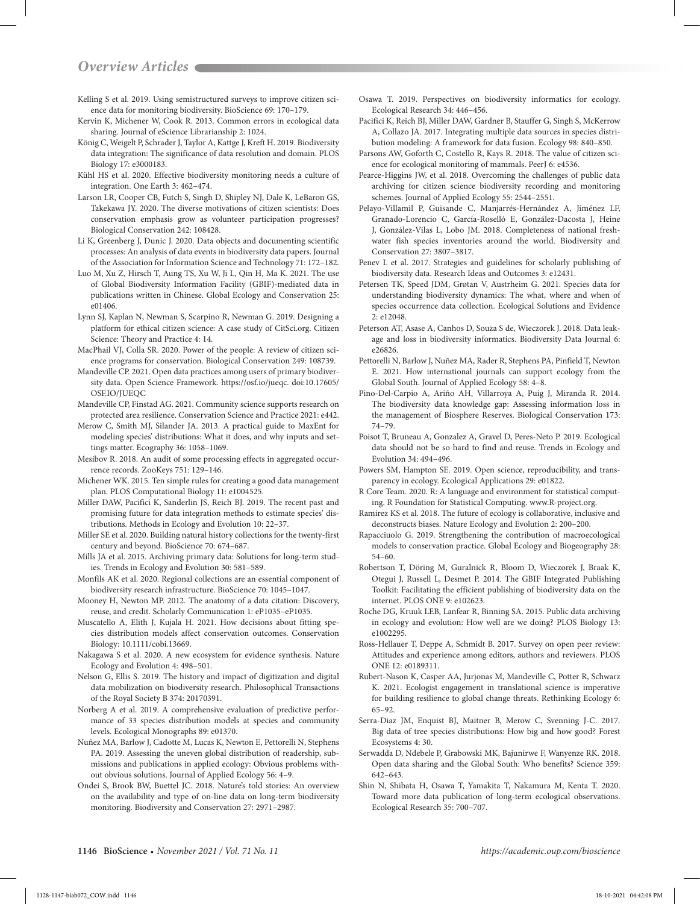Kelling S et al. 2019. Using semistructured surveys to improve citizen science data for monitoring biodiversity. BioScience 69: 170–179.

Kervin K, Michener W, Cook R. 2013. Common errors in ecological data sharing. Journal of eScience Librarianship 2: 1024.

König C, Weigelt P, Schrader J, Taylor A, Kattge J, Kreft H. 2019. Biodiversity data integration: The significance of data resolution and domain. PLOS Biology 17: e3000183.

Kühl HS et al. 2020. Effective biodiversity monitoring needs a culture of integration. One Earth 3: 462–474.

Larson LR, Cooper CB, Futch S, Singh D, Shipley NJ, Dale K, LeBaron GS, Takekawa JY. 2020. The diverse motivations of citizen scientists: Does conservation emphasis grow as volunteer participation progresses? Biological Conservation 242: 108428.

Li K, Greenberg J, Dunic J. 2020. Data objects and documenting scientific processes: An analysis of data events in biodiversity data papers. Journal of the Association for Information Science and Technology 71: 172–182.

Luo M, Xu Z, Hirsch T, Aung TS, Xu W, Ji L, Qin H, Ma K. 2021. The use of Global Biodiversity Information Facility (GBIF)-mediated data in publications written in Chinese. Global Ecology and Conservation 25: e01406.

Lynn SJ, Kaplan N, Newman S, Scarpino R, Newman G. 2019. Designing a platform for ethical citizen science: A case study of CitSci.org. Citizen Science: Theory and Practice 4: 14.

MacPhail VJ, Colla SR. 2020. Power of the people: A review of citizen science programs for conservation. Biological Conservation 249: 108739.

Mandeville CP. 2021. Open data practices among users of primary biodiversity data. Open Science Framework. https://osf.io/jueqc. doi:10.17605/OSF.IO/JUEQC

Mandeville CP, Finstad AG. 2021. Community science supports research on protected area resilience. Conservation Science and Practice 2021: e442.

Merow C, Smith MJ, Silander JA. 2013. A practical guide to MaxEnt for modeling species' distributions: What it does, and why inputs and settings matter. Ecography 36: 1058–1069.

Mesibov R. 2018. An audit of some processing effects in aggregated occurrence records. ZooKeys 751: 129–146.

Michener WK. 2015. Ten simple rules for creating a good data management plan. PLOS Computational Biology 11: e1004525.

Miller DAW, Pacifici K, Sanderlin JS, Reich BJ. 2019. The recent past and promising future for data integration methods to estimate species' distributions. Methods in Ecology and Evolution 10: 22–37.

Miller SE et al. 2020. Building natural history collections for the twenty-first century and beyond. BioScience 70: 674–687.

Mills JA et al. 2015. Archiving primary data: Solutions for long-term studies. Trends in Ecology and Evolution 30: 581–589.

Monfils AK et al. 2020. Regional collections are an essential component of biodiversity research infrastructure. BioScience 70: 1045–1047.

Mooney H, Newton MP. 2012. The anatomy of a data citation: Discovery, reuse, and credit. Scholarly Communication 1: eP1035–eP1035.

Muscatello A, Elith J, Kujala H. 2021. How decisions about fitting species distribution models affect conservation outcomes. Conservation Biology: 10.1111/cobi.13669.

Nakagawa S et al. 2020. A new ecosystem for evidence synthesis. Nature Ecology and Evolution 4: 498–501.

Nelson G, Ellis S. 2019. The history and impact of digitization and digital data mobilization on biodiversity research. Philosophical Transactions of the Royal Society B 374: 20170391.

Norberg A et al. 2019. A comprehensive evaluation of predictive performance of 33 species distribution models at species and community levels. Ecological Monographs 89: e01370.

Nuñez MA, Barlow J, Cadotte M, Lucas K, Newton E, Pettorelli N, Stephens PA. 2019. Assessing the uneven global distribution of readership, submissions and publications in applied ecology: Obvious problems without obvious solutions. Journal of Applied Ecology 56: 4–9.

Ondei S, Brook BW, Buettel JC. 2018. Nature's told stories: An overview on the availability and type of on-line data on long-term biodiversity monitoring. Biodiversity and Conservation 27: 2971–2987.

Osawa T. 2019. Perspectives on biodiversity informatics for ecology. Ecological Research 34: 446–456.

Pacifici K, Reich BJ, Miller DAW, Gardner B, Stauffer G, Singh S, McKerrow A, Collazo JA. 2017. Integrating multiple data sources in species distribution modeling: A framework for data fusion. Ecology 98: 840–850.

Parsons AW, Goforth C, Costello R, Kays R. 2018. The value of citizen science for ecological monitoring of mammals. PeerJ 6: e4536.

Pearce-Higgins JW, et al. 2018. Overcoming the challenges of public data archiving for citizen science biodiversity recording and monitoring schemes. Journal of Applied Ecology 55: 2544–2551.

Pelayo-Villamil P, Guisande C, Manjarrés-Hernández A, Jiménez LF, Granado-Lorencio C, García-Roselló E, González-Dacosta J, Heine J, González-Vilas L, Lobo JM. 2018. Completeness of national freshwater fish species inventories around the world. Biodiversity and Conservation 27: 3807–3817.

Penev L et al. 2017. Strategies and guidelines for scholarly publishing of biodiversity data. Research Ideas and Outcomes 3: e12431.

Petersen TK, Speed JDM, Grøtan V, Austrheim G. 2021. Species data for understanding biodiversity dynamics: The what, where and when of species occurrence data collection. Ecological Solutions and Evidence 2: e12048.

Peterson AT, Asase A, Canhos D, Souza S de, Wieczorek J. 2018. Data leakage and loss in biodiversity informatics. Biodiversity Data Journal 6: e26826.

Pettorelli N, Barlow J, Nuñez MA, Rader R, Stephens PA, Pinfield T, Newton E. 2021. How international journals can support ecology from the Global South. Journal of Applied Ecology 58: 4–8.

Pino-Del-Carpio A, Ariño AH, Villarroya A, Puig J, Miranda R. 2014. The biodiversity data knowledge gap: Assessing information loss in the management of Biosphere Reserves. Biological Conservation 173: 74–79.

Poisot T, Bruneau A, Gonzalez A, Gravel D, Peres-Neto P. 2019. Ecological data should not be so hard to find and reuse. Trends in Ecology and Evolution 34: 494–496.

Powers SM, Hampton SE. 2019. Open science, reproducibility, and transparency in ecology. Ecological Applications 29: e01822.

R Core Team. 2020. R: A language and environment for statistical computing. R Foundation for Statistical Computing. www.R-project.org.

Ramirez KS et al. 2018. The future of ecology is collaborative, inclusive and deconstructs biases. Nature Ecology and Evolution 2: 200–200.

Rapacciuolo G. 2019. Strengthening the contribution of macroecological models to conservation practice. Global Ecology and Biogeography 28: 54–60.

Robertson T, Döring M, Guralnick R, Bloom D, Wieczorek J, Braak K, Otegui J, Russell L, Desmet P. 2014. The GBIF Integrated Publishing Toolkit: Facilitating the efficient publishing of biodiversity data on the internet. PLOS ONE 9: e102623.

Roche DG, Kruuk LEB, Lanfear R, Binning SA. 2015. Public data archiving in ecology and evolution: How well are we doing? PLOS Biology 13: e1002295.

Ross-Hellauer T, Deppe A, Schmidt B. 2017. Survey on open peer review: Attitudes and experience among editors, authors and reviewers. PLOS ONE 12: e0189311.

Rubert-Nason K, Casper AA, Jurjonas M, Mandeville C, Potter R, Schwarz K. 2021. Ecologist engagement in translational science is imperative for building resilience to global change threats. Rethinking Ecology 6: 65–92.

Serra-Diaz JM, Enquist BJ, Maitner B, Merow C, Svenning J-C. 2017. Big data of tree species distributions: How big and how good? Forest Ecosystems 4: 30.

Serwadda D, Ndebele P, Grabowski MK, Bajunirwe F, Wanyenze RK. 2018. Open data sharing and the Global South: Who benefits? Science 359: 642–643.

Shin N, Shibata H, Osawa T, Yamakita T, Nakamura M, Kenta T. 2020. Toward more data publication of long-term ecological observations. Ecological Research 35: 700–707.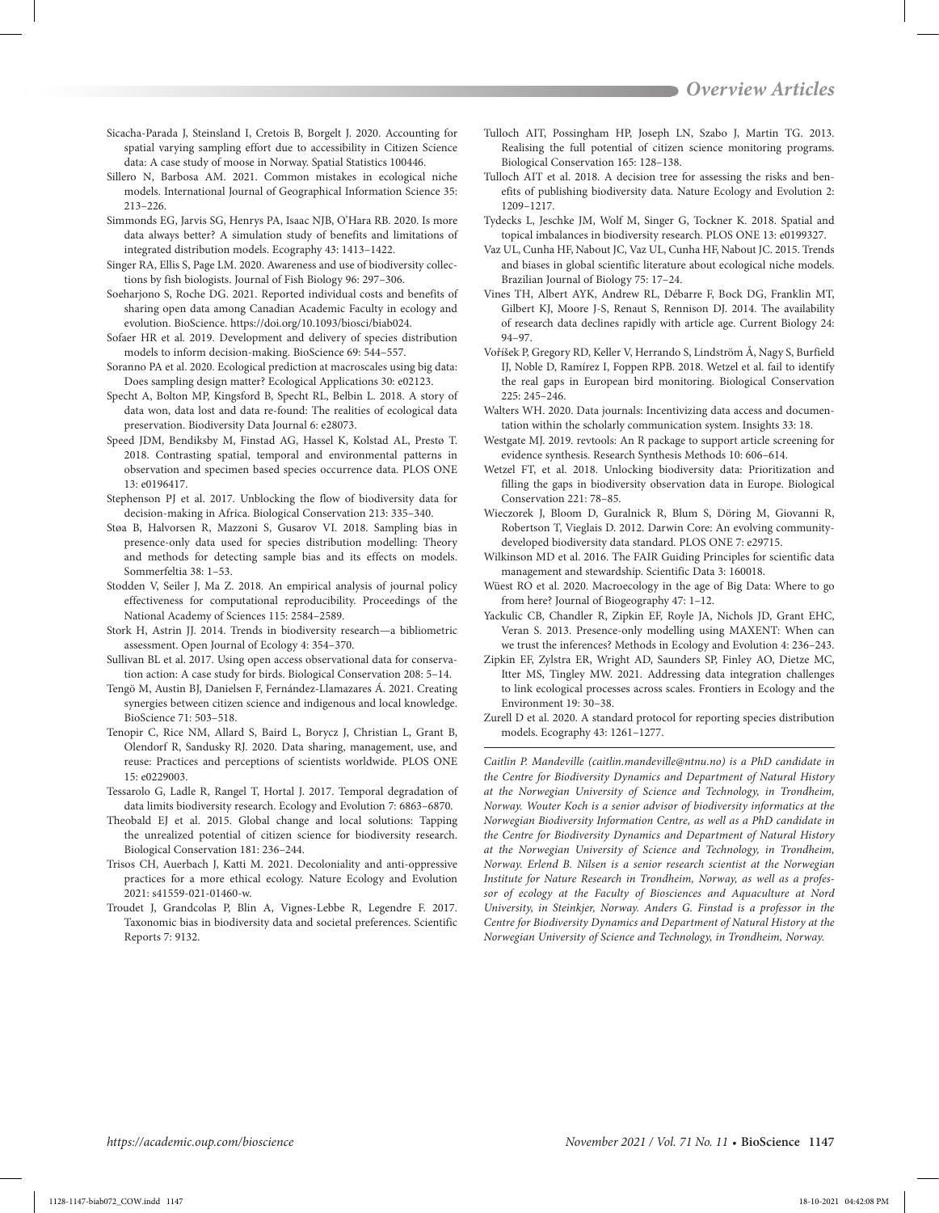Sicacha-Parada J, Steinsland I, Cretois B, Borgelt J. 2020. Accounting for spatial varying sampling effort due to accessibility in Citizen Science data: A case study of moose in Norway. Spatial Statistics 100446.

Sillero N, Barbosa AM. 2021. Common mistakes in ecological niche models. International Journal of Geographical Information Science 35: 213–226.

Simmonds EG, Jarvis SG, Henrys PA, Isaac NJB, O'Hara RB. 2020. Is more data always better? A simulation study of benefits and limitations of integrated distribution models. Ecography 43: 1413–1422.

Singer RA, Ellis S, Page LM. 2020. Awareness and use of biodiversity collections by fish biologists. Journal of Fish Biology 96: 297–306.

Soeharjono S, Roche DG. 2021. Reported individual costs and benefits of sharing open data among Canadian Academic Faculty in ecology and evolution. BioScience. https://doi.org/10.1093/biosci/biab024.

Sofaer HR et al. 2019. Development and delivery of species distribution models to inform decision-making. BioScience 69: 544–557.

Soranno PA et al. 2020. Ecological prediction at macroscales using big data: Does sampling design matter? Ecological Applications 30: e02123.

Specht A, Bolton MP, Kingsford B, Specht RL, Belbin L. 2018. A story of data won, data lost and data re-found: The realities of ecological data preservation. Biodiversity Data Journal 6: e28073.

Speed JDM, Bendiksby M, Finstad AG, Hassel K, Kolstad AL, Prestø T. 2018. Contrasting spatial, temporal and environmental patterns in observation and specimen based species occurrence data. PLOS ONE 13: e0196417.

Stephenson PJ et al. 2017. Unblocking the flow of biodiversity data for decision-making in Africa. Biological Conservation 213: 335–340.

Støa B, Halvorsen R, Mazzoni S, Gusarov VI. 2018. Sampling bias in presence-only data used for species distribution modelling: Theory and methods for detecting sample bias and its effects on models. Sommerfeltia 38: 1–53.

Stodden V, Seiler J, Ma Z. 2018. An empirical analysis of journal policy effectiveness for computational reproducibility. Proceedings of the National Academy of Sciences 115: 2584–2589.

Stork H, Astrin JJ. 2014. Trends in biodiversity research—a bibliometric assessment. Open Journal of Ecology 4: 354–370.

Sullivan BL et al. 2017. Using open access observational data for conservation action: A case study for birds. Biological Conservation 208: 5–14.

Tengö M, Austin BJ, Danielsen F, Fernández-Llamazares Á. 2021. Creating synergies between citizen science and indigenous and local knowledge. BioScience 71: 503–518.

Tenopir C, Rice NM, Allard S, Baird L, Borycz J, Christian L, Grant B, Olendorf R, Sandusky RJ. 2020. Data sharing, management, use, and reuse: Practices and perceptions of scientists worldwide. PLOS ONE 15: e0229003.

Tessarolo G, Ladle R, Rangel T, Hortal J. 2017. Temporal degradation of data limits biodiversity research. Ecology and Evolution 7: 6863–6870.

Theobald EJ et al. 2015. Global change and local solutions: Tapping the unrealized potential of citizen science for biodiversity research. Biological Conservation 181: 236–244.

Trisos CH, Auerbach J, Katti M. 2021. Decoloniality and anti-oppressive practices for a more ethical ecology. Nature Ecology and Evolution 2021: s41559-021-01460-w.

Troudet J, Grandcolas P, Blin A, Vignes-Lebbe R, Legendre F. 2017. Taxonomic bias in biodiversity data and societal preferences. Scientific Reports 7: 9132.

Tulloch AIT, Possingham HP, Joseph LN, Szabo J, Martin TG. 2013. Realising the full potential of citizen science monitoring programs. Biological Conservation 165: 128–138.

Tulloch AIT et al. 2018. A decision tree for assessing the risks and benefits of publishing biodiversity data. Nature Ecology and Evolution 2: 1209–1217.

Tydecks L, Jeschke JM, Wolf M, Singer G, Tockner K. 2018. Spatial and topical imbalances in biodiversity research. PLOS ONE 13: e0199327.

Vaz UL, Cunha HF, Nabout JC, Vaz UL, Cunha HF, Nabout JC. 2015. Trends and biases in global scientific literature about ecological niche models. Brazilian Journal of Biology 75: 17–24.

Vines TH, Albert AYK, Andrew RL, Débarre F, Bock DG, Franklin MT, Gilbert KJ, Moore J-S, Renaut S, Rennison DJ. 2014. The availability of research data declines rapidly with article age. Current Biology 24: 94–97.

Voříšek P, Gregory RD, Keller V, Herrando S, Lindström Å, Nagy S, Burfield IJ, Noble D, Ramírez I, Foppen RPB. 2018. Wetzel et al. fail to identify the real gaps in European bird monitoring. Biological Conservation 225: 245–246.

Walters WH. 2020. Data journals: Incentivizing data access and documentation within the scholarly communication system. Insights 33: 18.

Westgate MJ. 2019. revtools: An R package to support article screening for evidence synthesis. Research Synthesis Methods 10: 606–614.

Wetzel FT, et al. 2018. Unlocking biodiversity data: Prioritization and filling the gaps in biodiversity observation data in Europe. Biological Conservation 221: 78–85.

Wieczorek J, Bloom D, Guralnick R, Blum S, Döring M, Giovanni R, Robertson T, Vieglais D. 2012. Darwin Core: An evolving community-developed biodiversity data standard. PLOS ONE 7: e29715.

Wilkinson MD et al. 2016. The FAIR Guiding Principles for scientific data management and stewardship. Scientific Data 3: 160018.

Wüest RO et al. 2020. Macroecology in the age of Big Data: Where to go from here? Journal of Biogeography 47: 1–12.

Yackulic CB, Chandler R, Zipkin EF, Royle JA, Nichols JD, Grant EHC, Veran S. 2013. Presence-only modelling using MAXENT: When can we trust the inferences? Methods in Ecology and Evolution 4: 236–243.

Zipkin EF, Zylstra ER, Wright AD, Saunders SP, Finley AO, Dietze MC, Itter MS, Tingley MW. 2021. Addressing data integration challenges to link ecological processes across scales. Frontiers in Ecology and the Environment 19: 30–38.

Zurell D et al. 2020. A standard protocol for reporting species distribution models. Ecography 43: 1261–1277.

---

*Caitlin P. Mandeville (caitlin.mandeville@ntnu.no) is a PhD candidate in the Centre for Biodiversity Dynamics and Department of Natural History at the Norwegian University of Science and Technology, in Trondheim, Norway. Wouter Koch is a senior advisor of biodiversity informatics at the Norwegian Biodiversity Information Centre, as well as a PhD candidate in the Centre for Biodiversity Dynamics and Department of Natural History at the Norwegian University of Science and Technology, in Trondheim, Norway. Erlend B. Nilsen is a senior research scientist at the Norwegian Institute for Nature Research in Trondheim, Norway, as well as a professor of ecology at the Faculty of Biosciences and Aquaculture at Nord University, in Steinkjer, Norway. Anders G. Finstad is a professor in the Centre for Biodiversity Dynamics and Department of Natural History at the Norwegian University of Science and Technology, in Trondheim, Norway.*